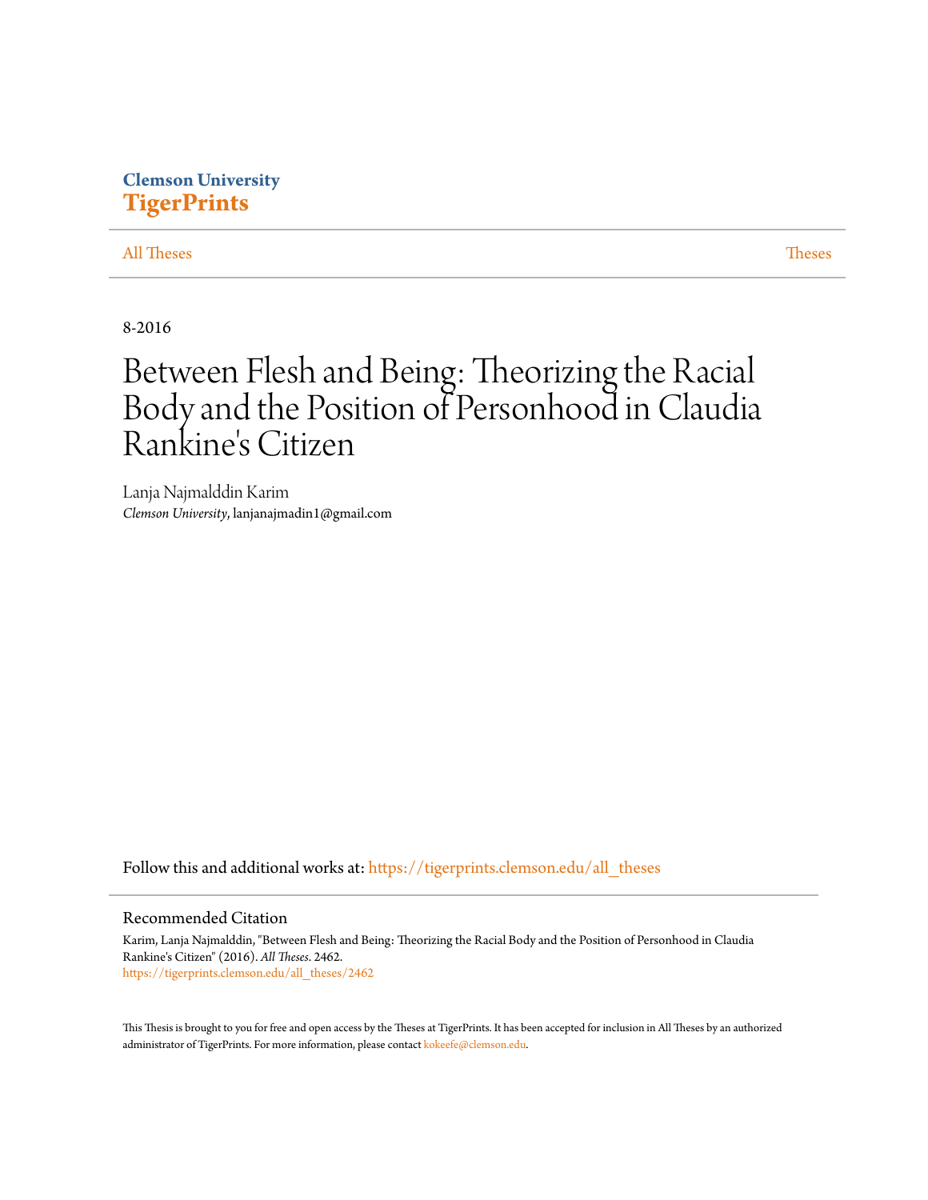Clemson University

**TigerPrints**

All Theses | Theses

8-2016

# Between Flesh and Being: Theorizing the Racial Body and the Position of Personhood in Claudia Rankine's Citizen

Lanja Najmalddin Karim
*Clemson University*, lanjanajmadin1@gmail.com

Follow this and additional works at: https://tigerprints.clemson.edu/all_theses

## Recommended Citation

Karim, Lanja Najmalddin, "Between Flesh and Being: Theorizing the Racial Body and the Position of Personhood in Claudia Rankine's Citizen" (2016). *All Theses*. 2462.
https://tigerprints.clemson.edu/all_theses/2462

This Thesis is brought to you for free and open access by the Theses at TigerPrints. It has been accepted for inclusion in All Theses by an authorized administrator of TigerPrints. For more information, please contact kokeefe@clemson.edu.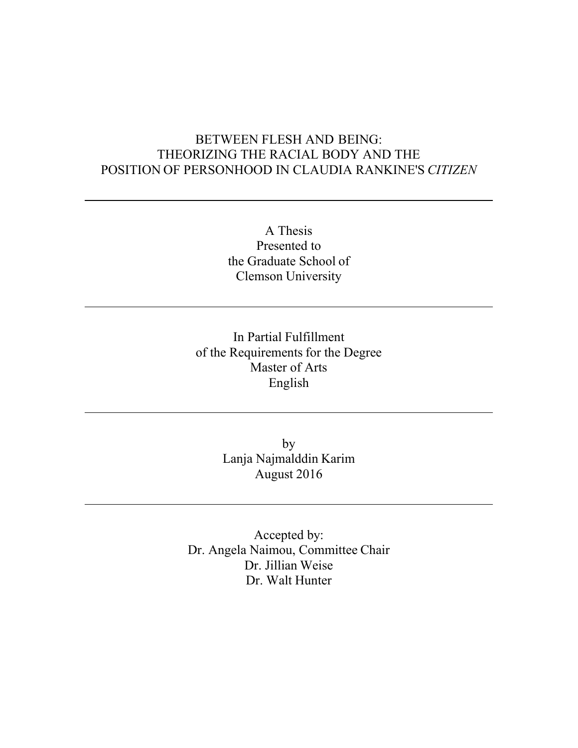# BETWEEN FLESH AND BEING: THEORIZING THE RACIAL BODY AND THE POSITION OF PERSONHOOD IN CLAUDIA RANKINE'S *CITIZEN*

---

A Thesis
Presented to
the Graduate School of
Clemson University

---

In Partial Fulfillment
of the Requirements for the Degree
Master of Arts
English

---

by
Lanja Najmalddin Karim
August 2016

---

Accepted by:
Dr. Angela Naimou, Committee Chair
Dr. Jillian Weise
Dr. Walt Hunter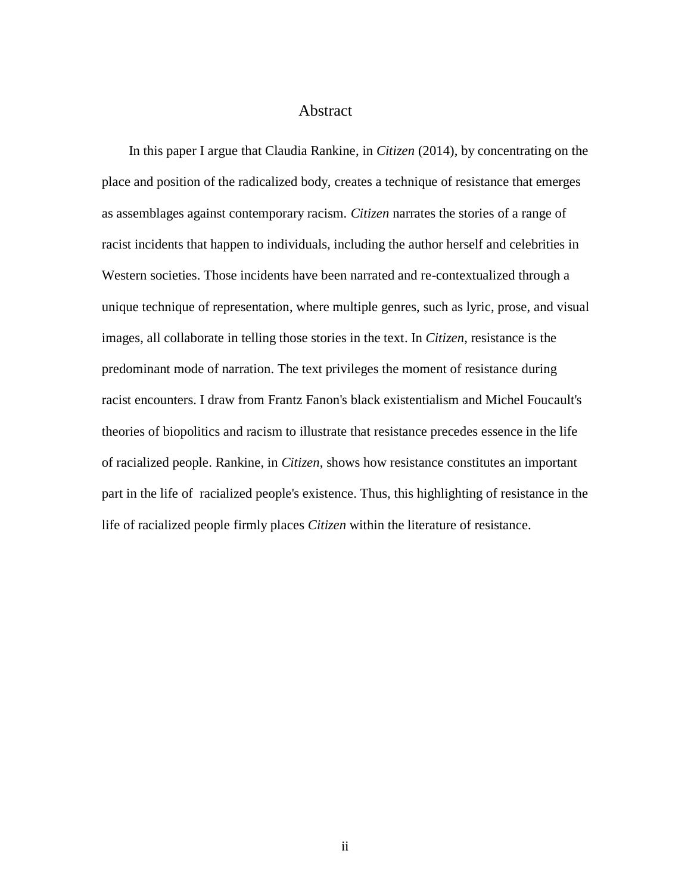# Abstract

In this paper I argue that Claudia Rankine, in *Citizen* (2014), by concentrating on the place and position of the radicalized body, creates a technique of resistance that emerges as assemblages against contemporary racism. *Citizen* narrates the stories of a range of racist incidents that happen to individuals, including the author herself and celebrities in Western societies. Those incidents have been narrated and re-contextualized through a unique technique of representation, where multiple genres, such as lyric, prose, and visual images, all collaborate in telling those stories in the text. In *Citizen*, resistance is the predominant mode of narration. The text privileges the moment of resistance during racist encounters. I draw from Frantz Fanon's black existentialism and Michel Foucault's theories of biopolitics and racism to illustrate that resistance precedes essence in the life of racialized people. Rankine, in *Citizen*, shows how resistance constitutes an important part in the life of racialized people's existence. Thus, this highlighting of resistance in the life of racialized people firmly places *Citizen* within the literature of resistance.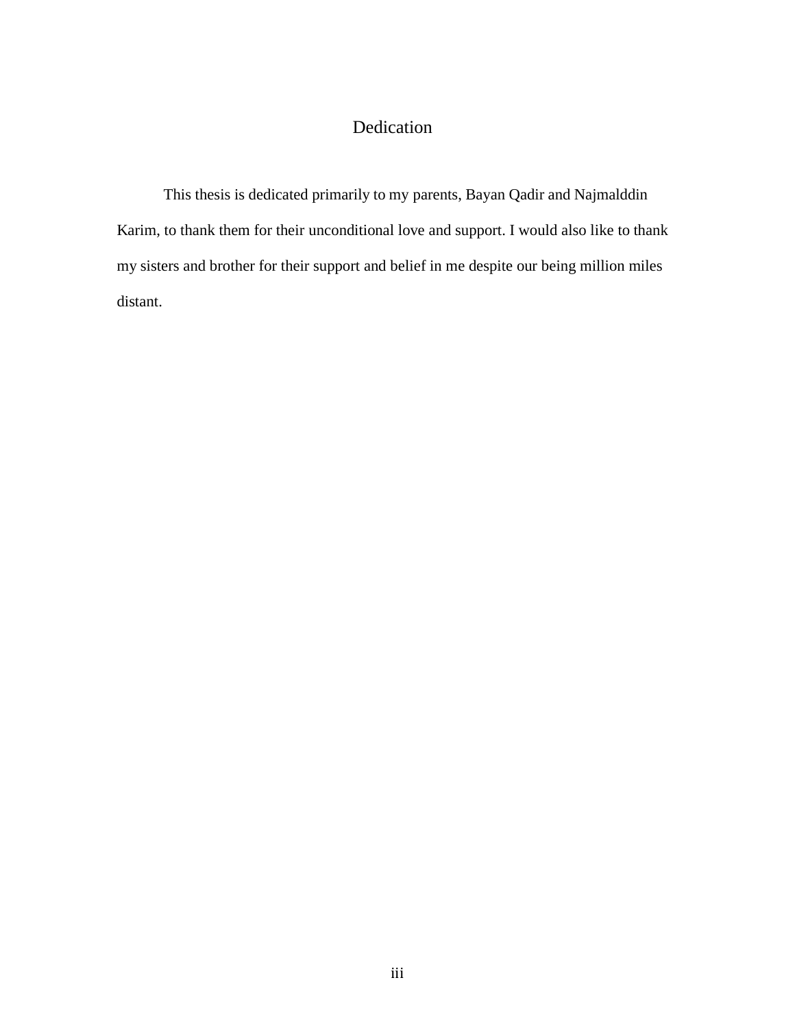# Dedication

This thesis is dedicated primarily to my parents, Bayan Qadir and Najmalddin Karim, to thank them for their unconditional love and support. I would also like to thank my sisters and brother for their support and belief in me despite our being million miles distant.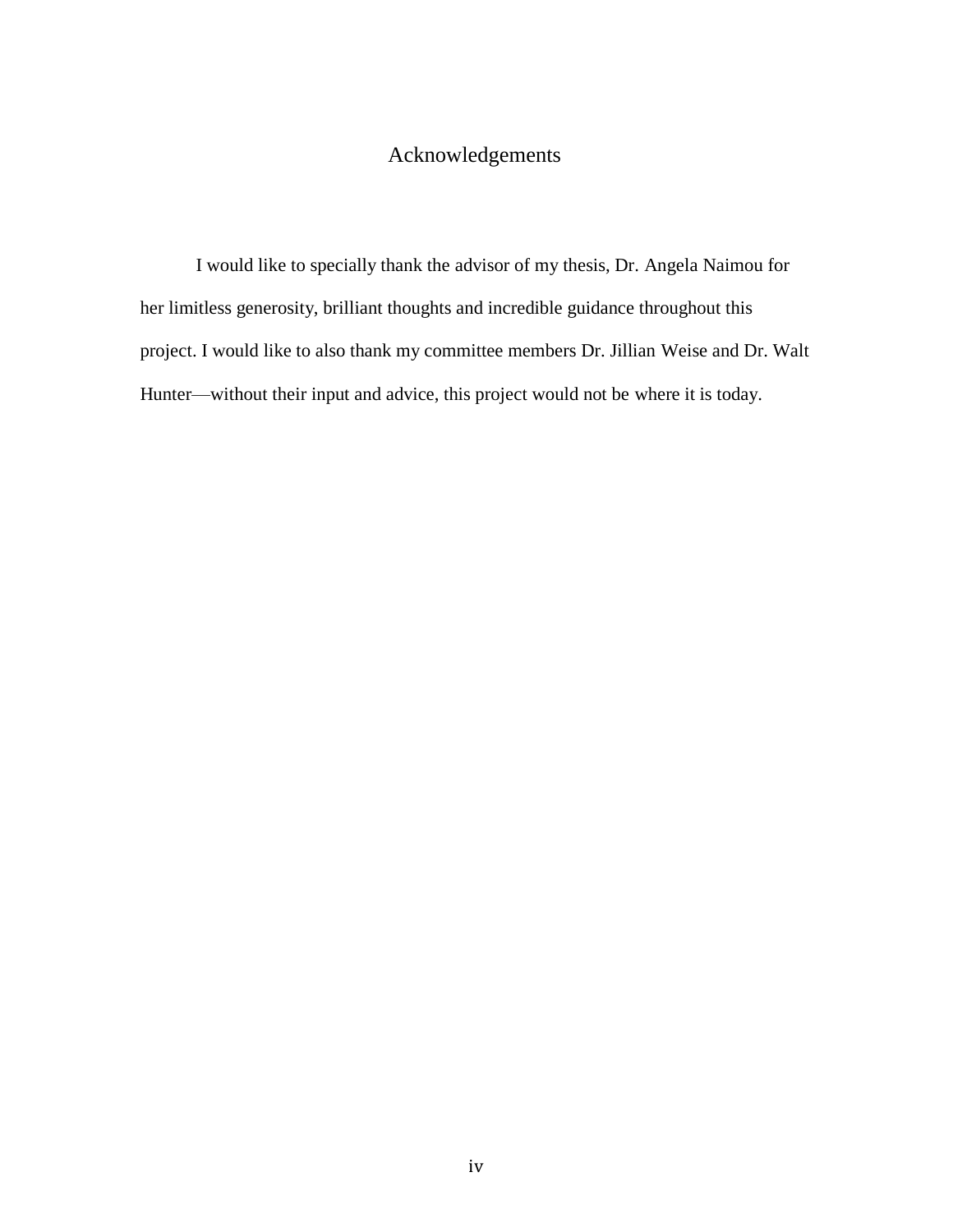# Acknowledgements

I would like to specially thank the advisor of my thesis, Dr. Angela Naimou for her limitless generosity, brilliant thoughts and incredible guidance throughout this project. I would like to also thank my committee members Dr. Jillian Weise and Dr. Walt Hunter—without their input and advice, this project would not be where it is today.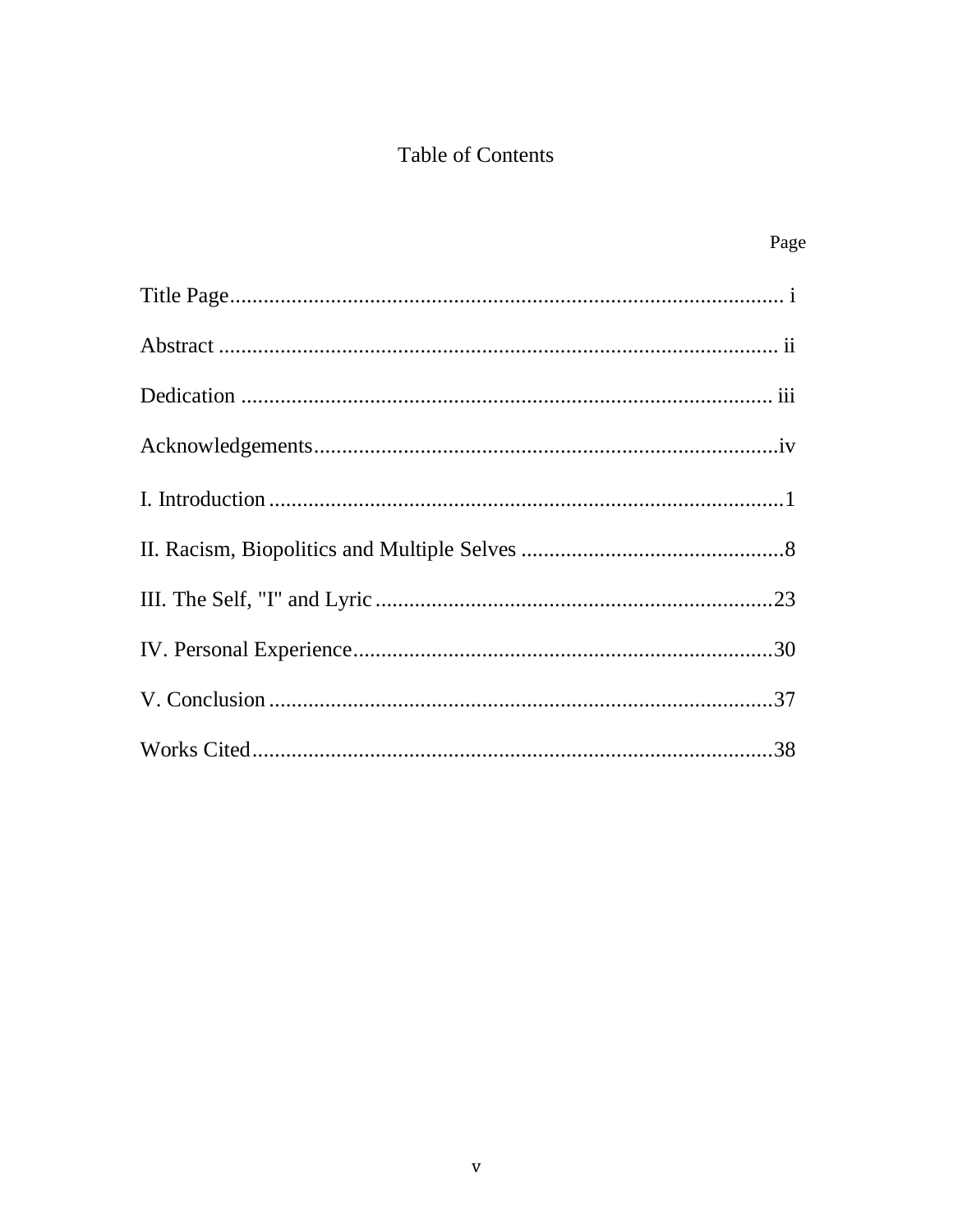# Table of Contents

| | Page |
|---|---|
| Title Page | i |
| Abstract | ii |
| Dedication | iii |
| Acknowledgements | iv |
| I. Introduction | 1 |
| II. Racism, Biopolitics and Multiple Selves | 8 |
| III. The Self, "I" and Lyric | 23 |
| IV. Personal Experience | 30 |
| V. Conclusion | 37 |
| Works Cited | 38 |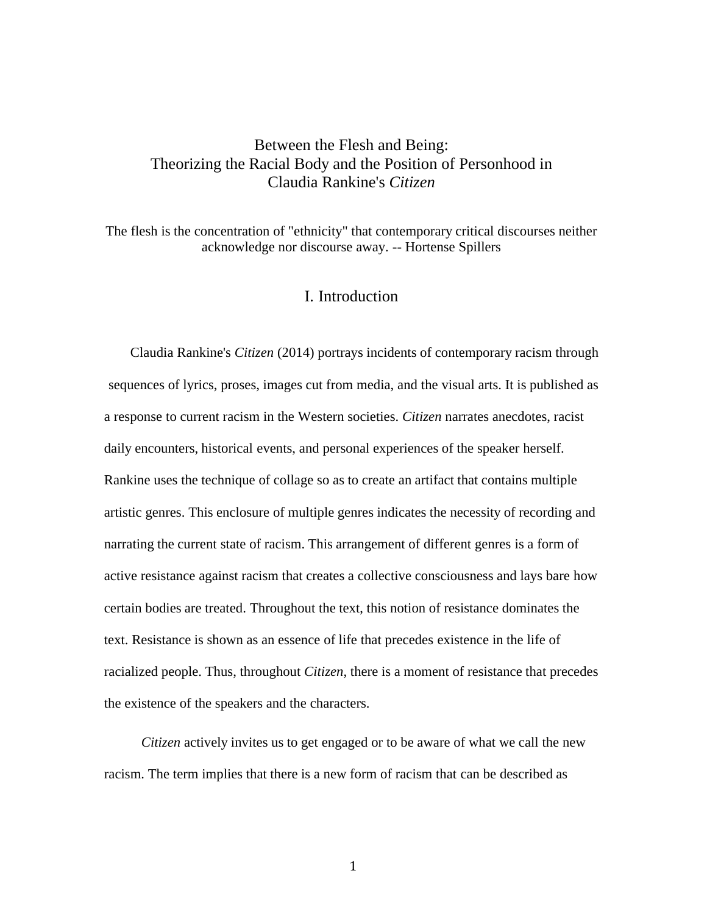# Between the Flesh and Being: Theorizing the Racial Body and the Position of Personhood in Claudia Rankine's *Citizen*

The flesh is the concentration of "ethnicity" that contemporary critical discourses neither acknowledge nor discourse away. -- Hortense Spillers

## I. Introduction

Claudia Rankine's *Citizen* (2014) portrays incidents of contemporary racism through sequences of lyrics, proses, images cut from media, and the visual arts. It is published as a response to current racism in the Western societies. *Citizen* narrates anecdotes, racist daily encounters, historical events, and personal experiences of the speaker herself. Rankine uses the technique of collage so as to create an artifact that contains multiple artistic genres. This enclosure of multiple genres indicates the necessity of recording and narrating the current state of racism. This arrangement of different genres is a form of active resistance against racism that creates a collective consciousness and lays bare how certain bodies are treated. Throughout the text, this notion of resistance dominates the text. Resistance is shown as an essence of life that precedes existence in the life of racialized people. Thus, throughout *Citizen*, there is a moment of resistance that precedes the existence of the speakers and the characters.

*Citizen* actively invites us to get engaged or to be aware of what we call the new racism. The term implies that there is a new form of racism that can be described as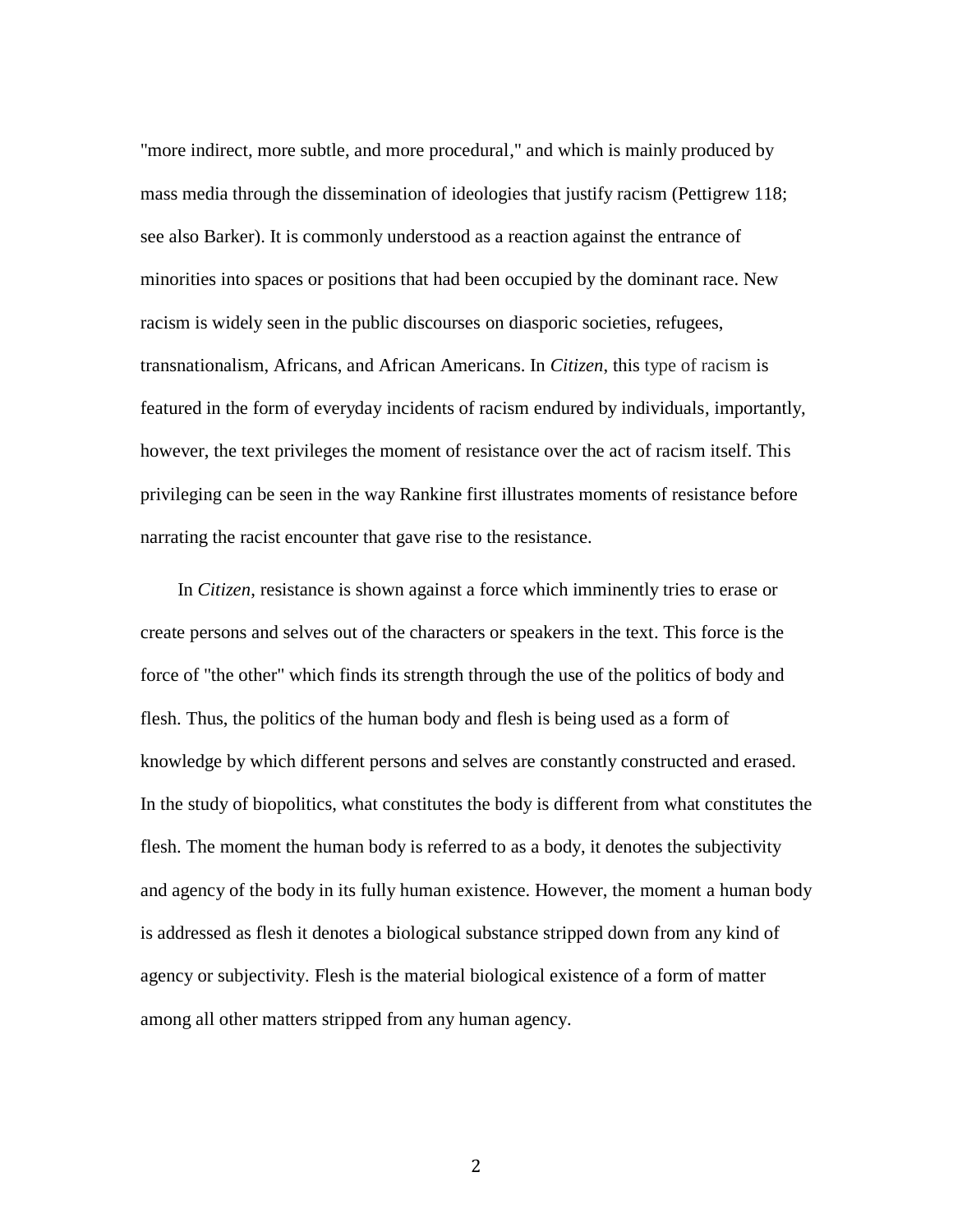"more indirect, more subtle, and more procedural," and which is mainly produced by mass media through the dissemination of ideologies that justify racism (Pettigrew 118; see also Barker). It is commonly understood as a reaction against the entrance of minorities into spaces or positions that had been occupied by the dominant race. New racism is widely seen in the public discourses on diasporic societies, refugees, transnationalism, Africans, and African Americans. In *Citizen*, this type of racism is featured in the form of everyday incidents of racism endured by individuals, importantly, however, the text privileges the moment of resistance over the act of racism itself. This privileging can be seen in the way Rankine first illustrates moments of resistance before narrating the racist encounter that gave rise to the resistance.

In *Citizen,* resistance is shown against a force which imminently tries to erase or create persons and selves out of the characters or speakers in the text. This force is the force of "the other" which finds its strength through the use of the politics of body and flesh. Thus, the politics of the human body and flesh is being used as a form of knowledge by which different persons and selves are constantly constructed and erased. In the study of biopolitics, what constitutes the body is different from what constitutes the flesh. The moment the human body is referred to as a body, it denotes the subjectivity and agency of the body in its fully human existence. However, the moment a human body is addressed as flesh it denotes a biological substance stripped down from any kind of agency or subjectivity. Flesh is the material biological existence of a form of matter among all other matters stripped from any human agency.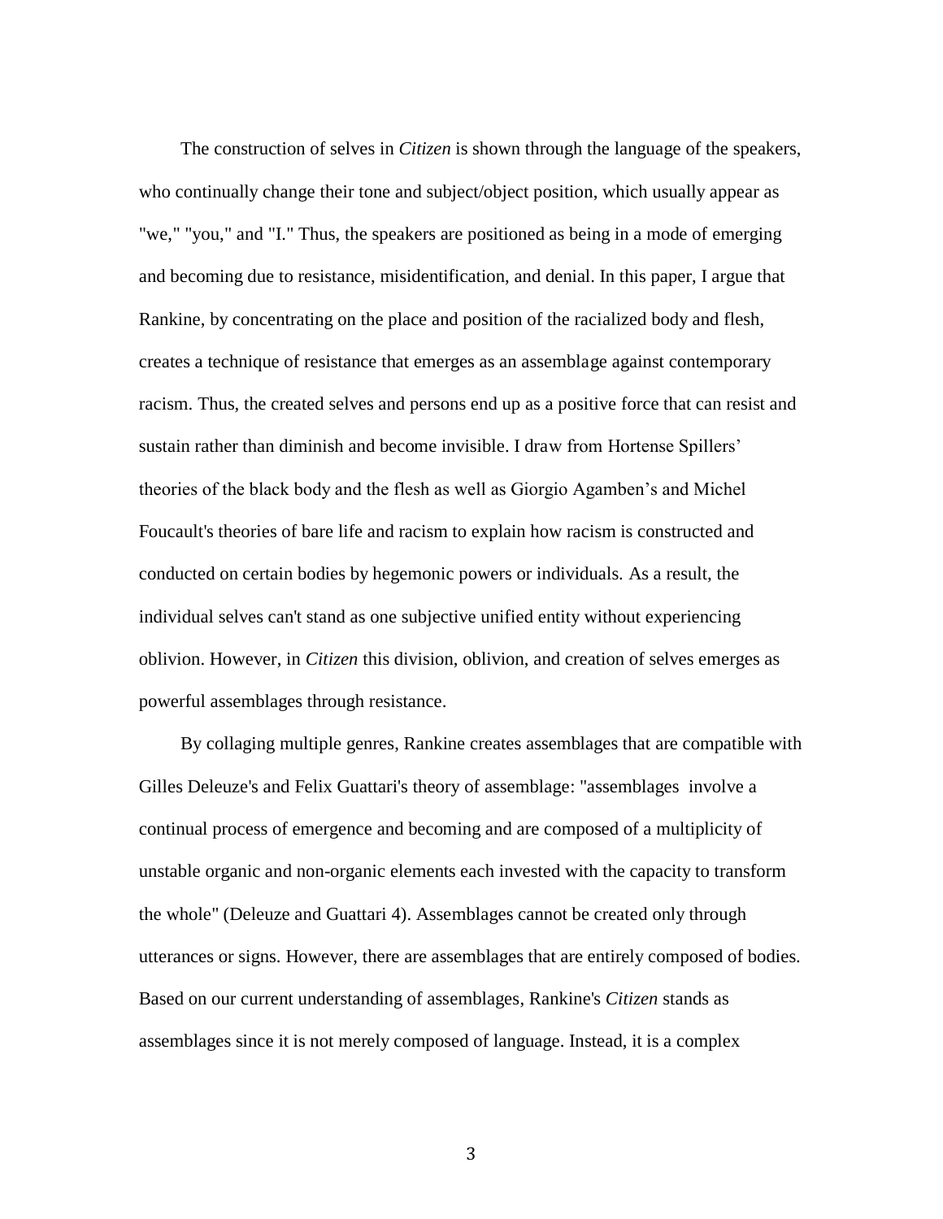The construction of selves in *Citizen* is shown through the language of the speakers, who continually change their tone and subject/object position, which usually appear as "we," "you," and "I." Thus, the speakers are positioned as being in a mode of emerging and becoming due to resistance, misidentification, and denial. In this paper, I argue that Rankine, by concentrating on the place and position of the racialized body and flesh, creates a technique of resistance that emerges as an assemblage against contemporary racism. Thus, the created selves and persons end up as a positive force that can resist and sustain rather than diminish and become invisible. I draw from Hortense Spillers' theories of the black body and the flesh as well as Giorgio Agamben's and Michel Foucault's theories of bare life and racism to explain how racism is constructed and conducted on certain bodies by hegemonic powers or individuals. As a result, the individual selves can't stand as one subjective unified entity without experiencing oblivion. However, in *Citizen* this division, oblivion, and creation of selves emerges as powerful assemblages through resistance.

By collaging multiple genres, Rankine creates assemblages that are compatible with Gilles Deleuze's and Felix Guattari's theory of assemblage: "assemblages involve a continual process of emergence and becoming and are composed of a multiplicity of unstable organic and non-organic elements each invested with the capacity to transform the whole" (Deleuze and Guattari 4). Assemblages cannot be created only through utterances or signs. However, there are assemblages that are entirely composed of bodies. Based on our current understanding of assemblages, Rankine's *Citizen* stands as assemblages since it is not merely composed of language. Instead, it is a complex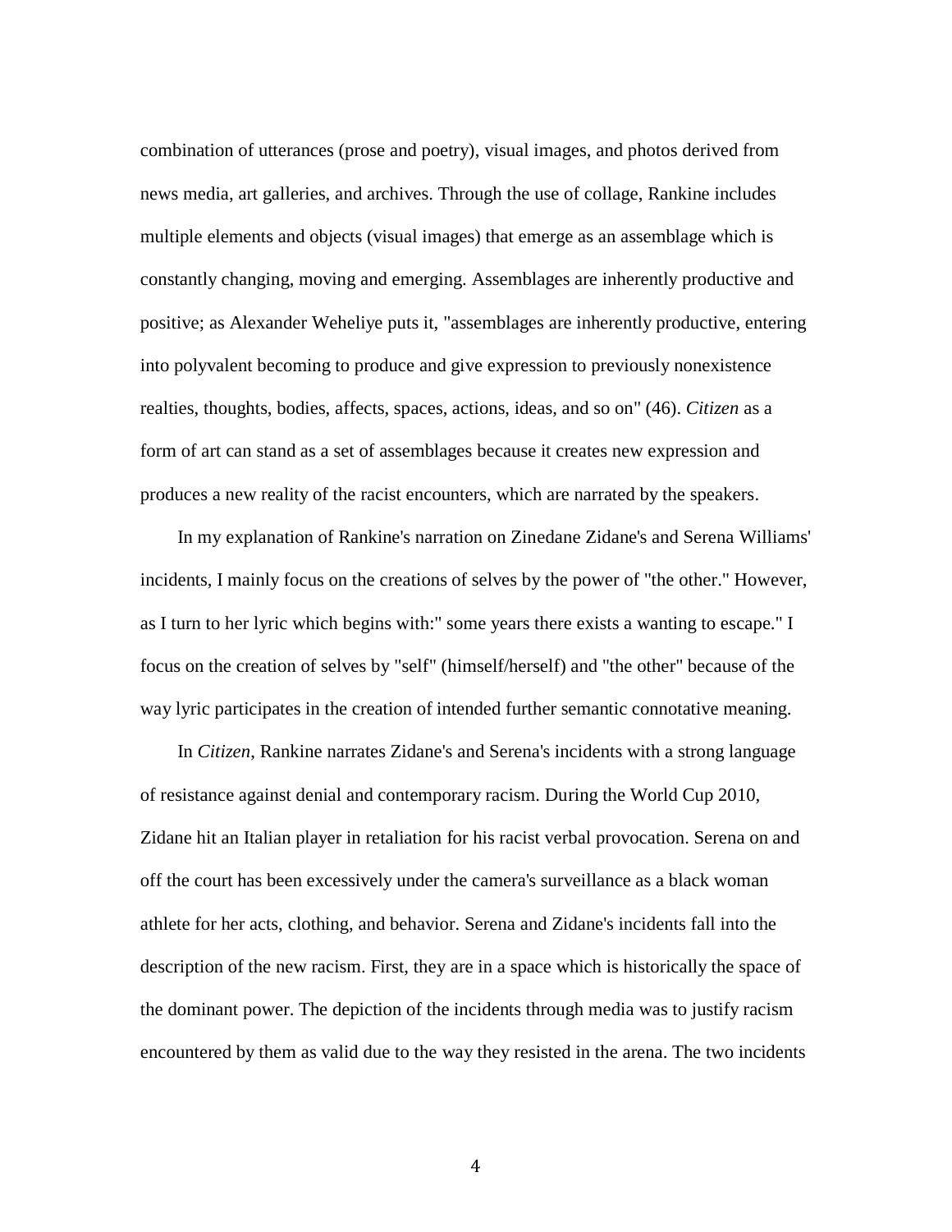combination of utterances (prose and poetry), visual images, and photos derived from news media, art galleries, and archives. Through the use of collage, Rankine includes multiple elements and objects (visual images) that emerge as an assemblage which is constantly changing, moving and emerging. Assemblages are inherently productive and positive; as Alexander Weheliye puts it, "assemblages are inherently productive, entering into polyvalent becoming to produce and give expression to previously nonexistence realties, thoughts, bodies, affects, spaces, actions, ideas, and so on" (46). *Citizen* as a form of art can stand as a set of assemblages because it creates new expression and produces a new reality of the racist encounters, which are narrated by the speakers.

In my explanation of Rankine's narration on Zinedane Zidane's and Serena Williams' incidents, I mainly focus on the creations of selves by the power of "the other." However, as I turn to her lyric which begins with:" some years there exists a wanting to escape." I focus on the creation of selves by "self" (himself/herself) and "the other" because of the way lyric participates in the creation of intended further semantic connotative meaning.

In *Citizen*, Rankine narrates Zidane's and Serena's incidents with a strong language of resistance against denial and contemporary racism. During the World Cup 2010, Zidane hit an Italian player in retaliation for his racist verbal provocation. Serena on and off the court has been excessively under the camera's surveillance as a black woman athlete for her acts, clothing, and behavior. Serena and Zidane's incidents fall into the description of the new racism. First, they are in a space which is historically the space of the dominant power. The depiction of the incidents through media was to justify racism encountered by them as valid due to the way they resisted in the arena. The two incidents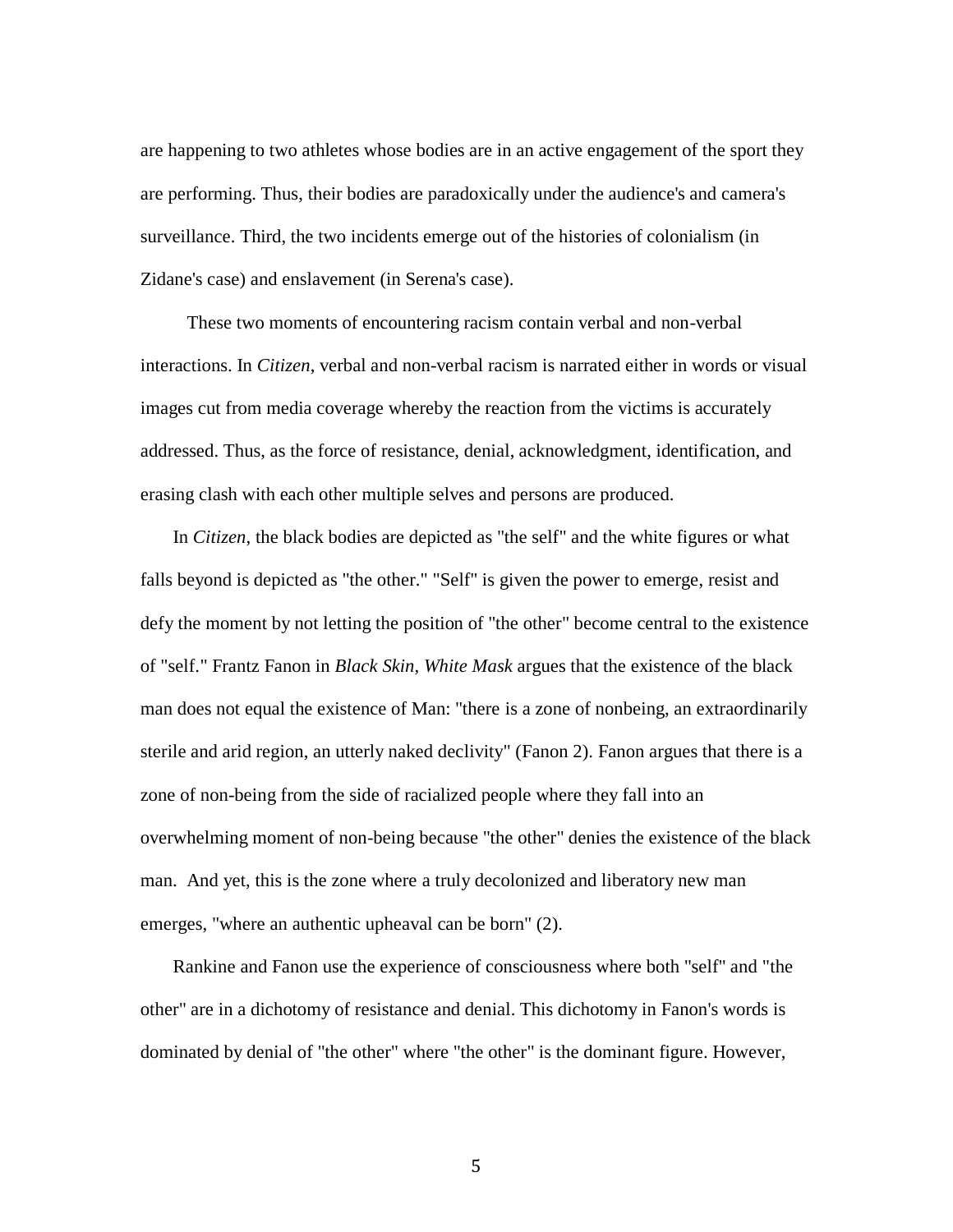are happening to two athletes whose bodies are in an active engagement of the sport they are performing. Thus, their bodies are paradoxically under the audience's and camera's surveillance. Third, the two incidents emerge out of the histories of colonialism (in Zidane's case) and enslavement (in Serena's case).

These two moments of encountering racism contain verbal and non-verbal interactions. In *Citizen*, verbal and non-verbal racism is narrated either in words or visual images cut from media coverage whereby the reaction from the victims is accurately addressed. Thus, as the force of resistance, denial, acknowledgment, identification, and erasing clash with each other multiple selves and persons are produced.

In *Citizen*, the black bodies are depicted as "the self" and the white figures or what falls beyond is depicted as "the other." "Self" is given the power to emerge, resist and defy the moment by not letting the position of "the other" become central to the existence of "self." Frantz Fanon in *Black Skin, White Mask* argues that the existence of the black man does not equal the existence of Man: "there is a zone of nonbeing, an extraordinarily sterile and arid region, an utterly naked declivity" (Fanon 2). Fanon argues that there is a zone of non-being from the side of racialized people where they fall into an overwhelming moment of non-being because "the other" denies the existence of the black man. And yet, this is the zone where a truly decolonized and liberatory new man emerges, "where an authentic upheaval can be born" (2).

Rankine and Fanon use the experience of consciousness where both "self" and "the other" are in a dichotomy of resistance and denial. This dichotomy in Fanon's words is dominated by denial of "the other" where "the other" is the dominant figure. However,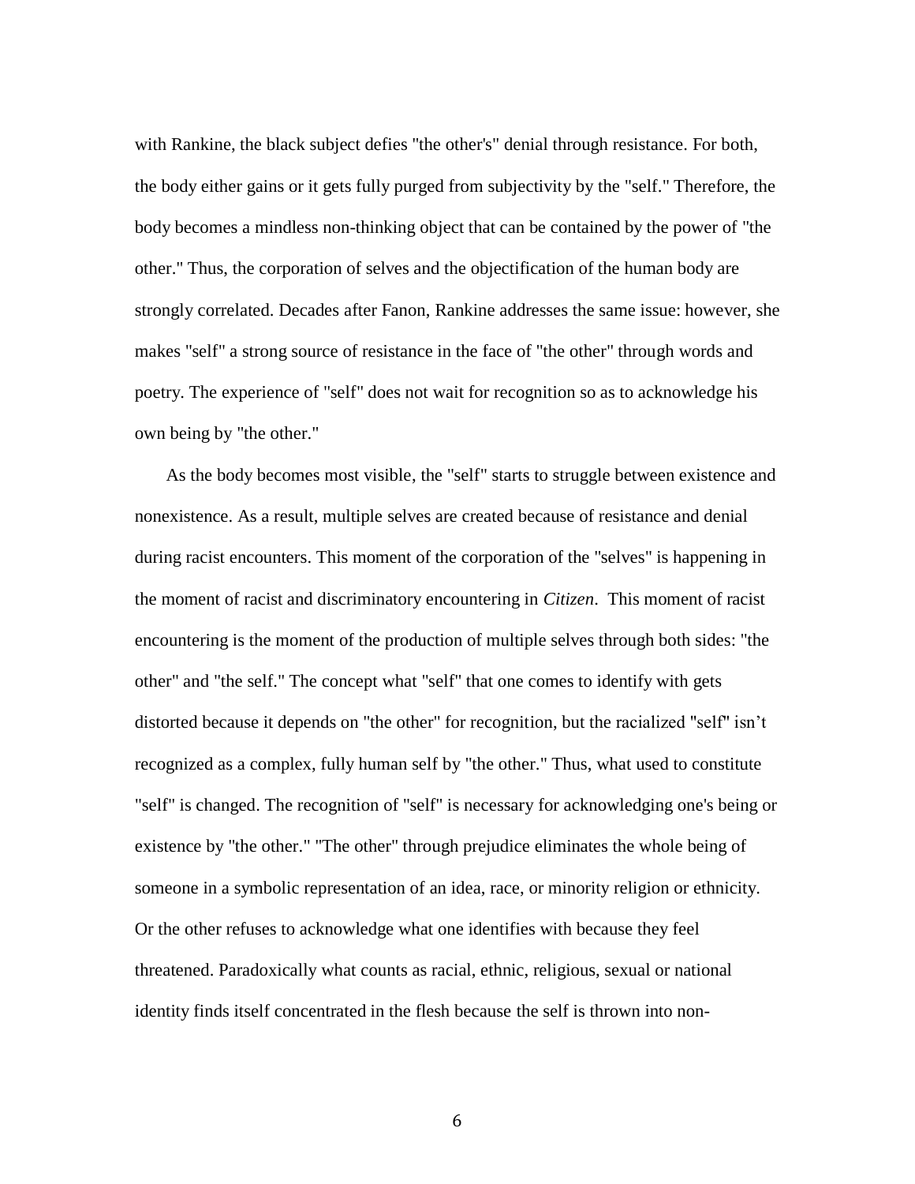with Rankine, the black subject defies "the other's" denial through resistance. For both, the body either gains or it gets fully purged from subjectivity by the "self." Therefore, the body becomes a mindless non-thinking object that can be contained by the power of "the other." Thus, the corporation of selves and the objectification of the human body are strongly correlated. Decades after Fanon, Rankine addresses the same issue: however, she makes "self" a strong source of resistance in the face of "the other" through words and poetry. The experience of "self" does not wait for recognition so as to acknowledge his own being by "the other."

As the body becomes most visible, the "self" starts to struggle between existence and nonexistence. As a result, multiple selves are created because of resistance and denial during racist encounters. This moment of the corporation of the "selves" is happening in the moment of racist and discriminatory encountering in *Citizen*. This moment of racist encountering is the moment of the production of multiple selves through both sides: "the other" and "the self." The concept what "self" that one comes to identify with gets distorted because it depends on "the other" for recognition, but the racialized "self" isn't recognized as a complex, fully human self by "the other." Thus, what used to constitute "self" is changed. The recognition of "self" is necessary for acknowledging one's being or existence by "the other." "The other" through prejudice eliminates the whole being of someone in a symbolic representation of an idea, race, or minority religion or ethnicity. Or the other refuses to acknowledge what one identifies with because they feel threatened. Paradoxically what counts as racial, ethnic, religious, sexual or national identity finds itself concentrated in the flesh because the self is thrown into non-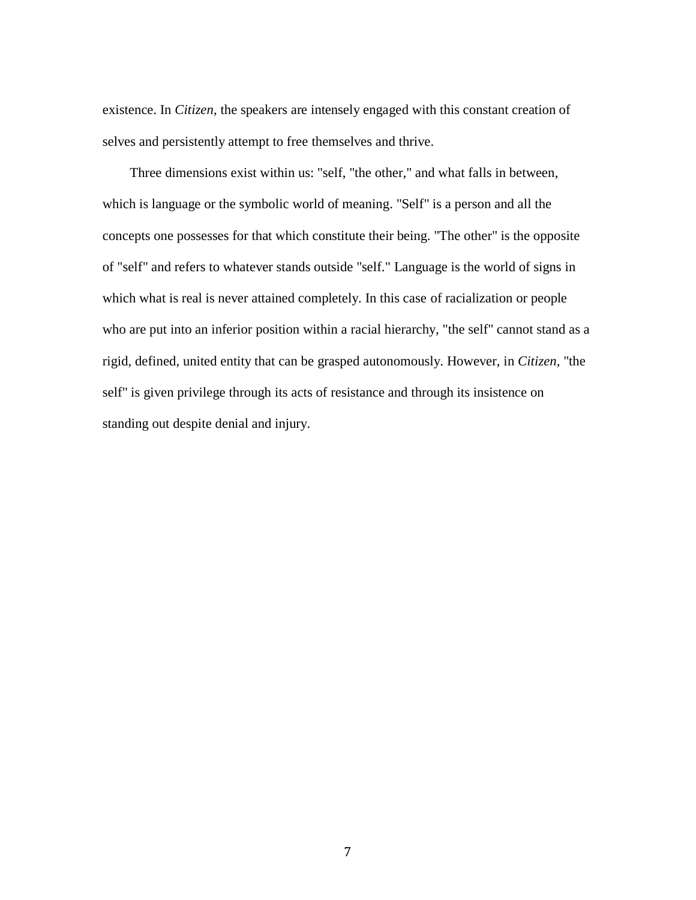existence. In *Citizen*, the speakers are intensely engaged with this constant creation of selves and persistently attempt to free themselves and thrive.

Three dimensions exist within us: "self, "the other," and what falls in between, which is language or the symbolic world of meaning. "Self" is a person and all the concepts one possesses for that which constitute their being. "The other" is the opposite of "self" and refers to whatever stands outside "self." Language is the world of signs in which what is real is never attained completely. In this case of racialization or people who are put into an inferior position within a racial hierarchy, "the self" cannot stand as a rigid, defined, united entity that can be grasped autonomously. However, in *Citizen*, "the self" is given privilege through its acts of resistance and through its insistence on standing out despite denial and injury.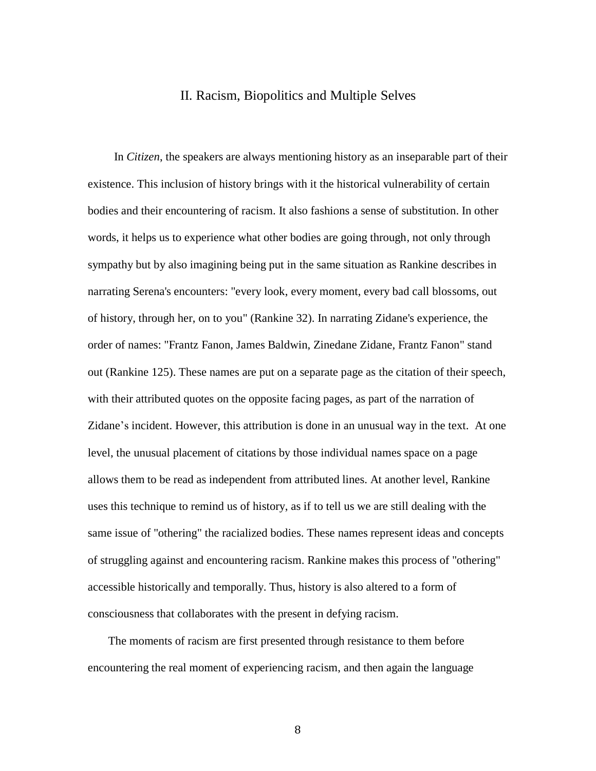## II. Racism, Biopolitics and Multiple Selves

In *Citizen*, the speakers are always mentioning history as an inseparable part of their existence. This inclusion of history brings with it the historical vulnerability of certain bodies and their encountering of racism. It also fashions a sense of substitution. In other words, it helps us to experience what other bodies are going through, not only through sympathy but by also imagining being put in the same situation as Rankine describes in narrating Serena's encounters: "every look, every moment, every bad call blossoms, out of history, through her, on to you" (Rankine 32). In narrating Zidane's experience, the order of names: "Frantz Fanon, James Baldwin, Zinedane Zidane, Frantz Fanon" stand out (Rankine 125). These names are put on a separate page as the citation of their speech, with their attributed quotes on the opposite facing pages, as part of the narration of Zidane's incident. However, this attribution is done in an unusual way in the text. At one level, the unusual placement of citations by those individual names space on a page allows them to be read as independent from attributed lines. At another level, Rankine uses this technique to remind us of history, as if to tell us we are still dealing with the same issue of "othering" the racialized bodies. These names represent ideas and concepts of struggling against and encountering racism. Rankine makes this process of "othering" accessible historically and temporally. Thus, history is also altered to a form of consciousness that collaborates with the present in defying racism.

The moments of racism are first presented through resistance to them before encountering the real moment of experiencing racism, and then again the language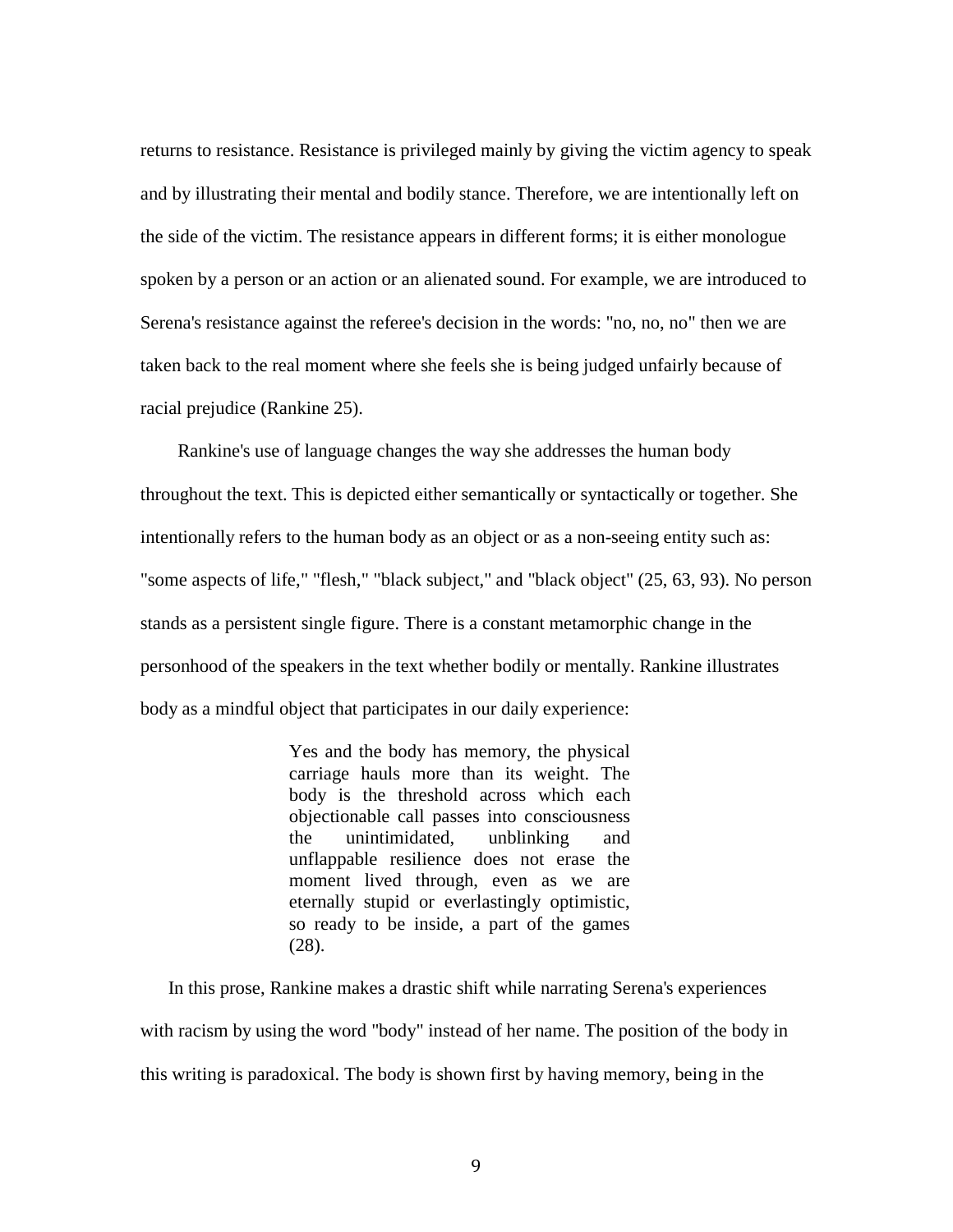returns to resistance. Resistance is privileged mainly by giving the victim agency to speak and by illustrating their mental and bodily stance. Therefore, we are intentionally left on the side of the victim. The resistance appears in different forms; it is either monologue spoken by a person or an action or an alienated sound. For example, we are introduced to Serena's resistance against the referee's decision in the words: "no, no, no" then we are taken back to the real moment where she feels she is being judged unfairly because of racial prejudice (Rankine 25).

Rankine's use of language changes the way she addresses the human body throughout the text. This is depicted either semantically or syntactically or together. She intentionally refers to the human body as an object or as a non-seeing entity such as: "some aspects of life," "flesh," "black subject," and "black object" (25, 63, 93). No person stands as a persistent single figure. There is a constant metamorphic change in the personhood of the speakers in the text whether bodily or mentally. Rankine illustrates body as a mindful object that participates in our daily experience:

> Yes and the body has memory, the physical carriage hauls more than its weight. The body is the threshold across which each objectionable call passes into consciousness the unintimidated, unblinking and unflappable resilience does not erase the moment lived through, even as we are eternally stupid or everlastingly optimistic, so ready to be inside, a part of the games (28).

In this prose, Rankine makes a drastic shift while narrating Serena's experiences with racism by using the word "body" instead of her name. The position of the body in this writing is paradoxical. The body is shown first by having memory, being in the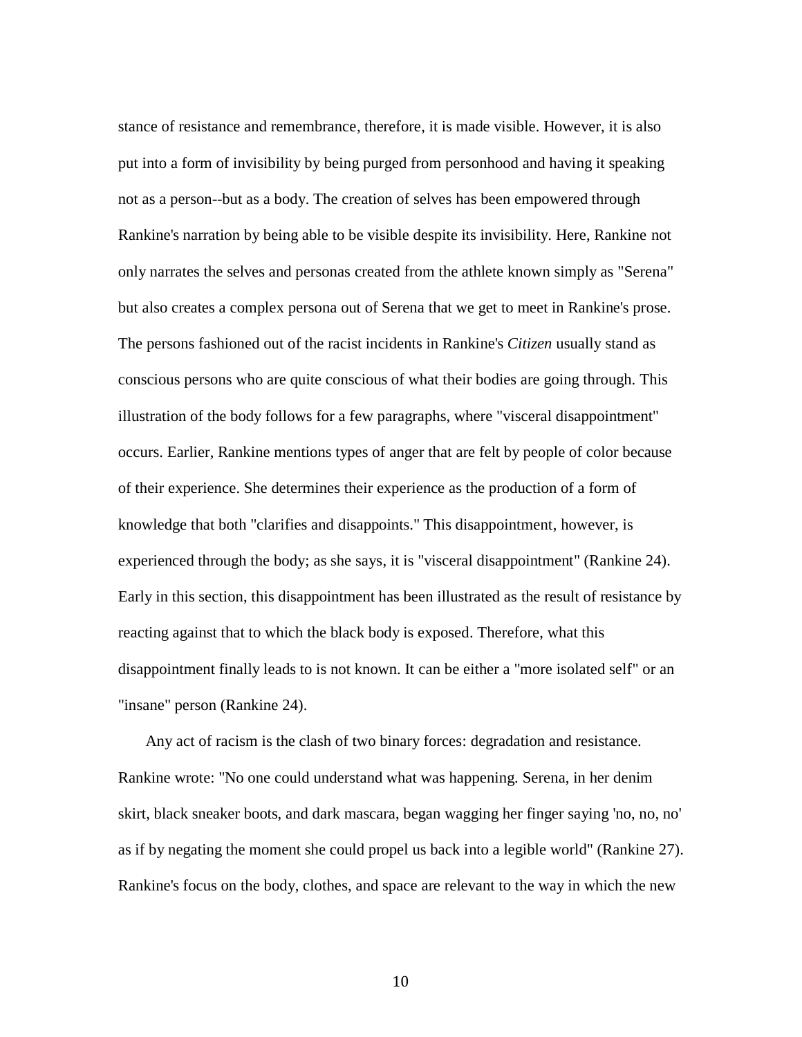stance of resistance and remembrance, therefore, it is made visible. However, it is also put into a form of invisibility by being purged from personhood and having it speaking not as a person--but as a body. The creation of selves has been empowered through Rankine's narration by being able to be visible despite its invisibility. Here, Rankine not only narrates the selves and personas created from the athlete known simply as "Serena" but also creates a complex persona out of Serena that we get to meet in Rankine's prose. The persons fashioned out of the racist incidents in Rankine's *Citizen* usually stand as conscious persons who are quite conscious of what their bodies are going through. This illustration of the body follows for a few paragraphs, where "visceral disappointment" occurs. Earlier, Rankine mentions types of anger that are felt by people of color because of their experience. She determines their experience as the production of a form of knowledge that both "clarifies and disappoints." This disappointment, however, is experienced through the body; as she says, it is "visceral disappointment" (Rankine 24). Early in this section, this disappointment has been illustrated as the result of resistance by reacting against that to which the black body is exposed. Therefore, what this disappointment finally leads to is not known. It can be either a "more isolated self" or an "insane" person (Rankine 24).

Any act of racism is the clash of two binary forces: degradation and resistance. Rankine wrote: "No one could understand what was happening. Serena, in her denim skirt, black sneaker boots, and dark mascara, began wagging her finger saying 'no, no, no' as if by negating the moment she could propel us back into a legible world" (Rankine 27). Rankine's focus on the body, clothes, and space are relevant to the way in which the new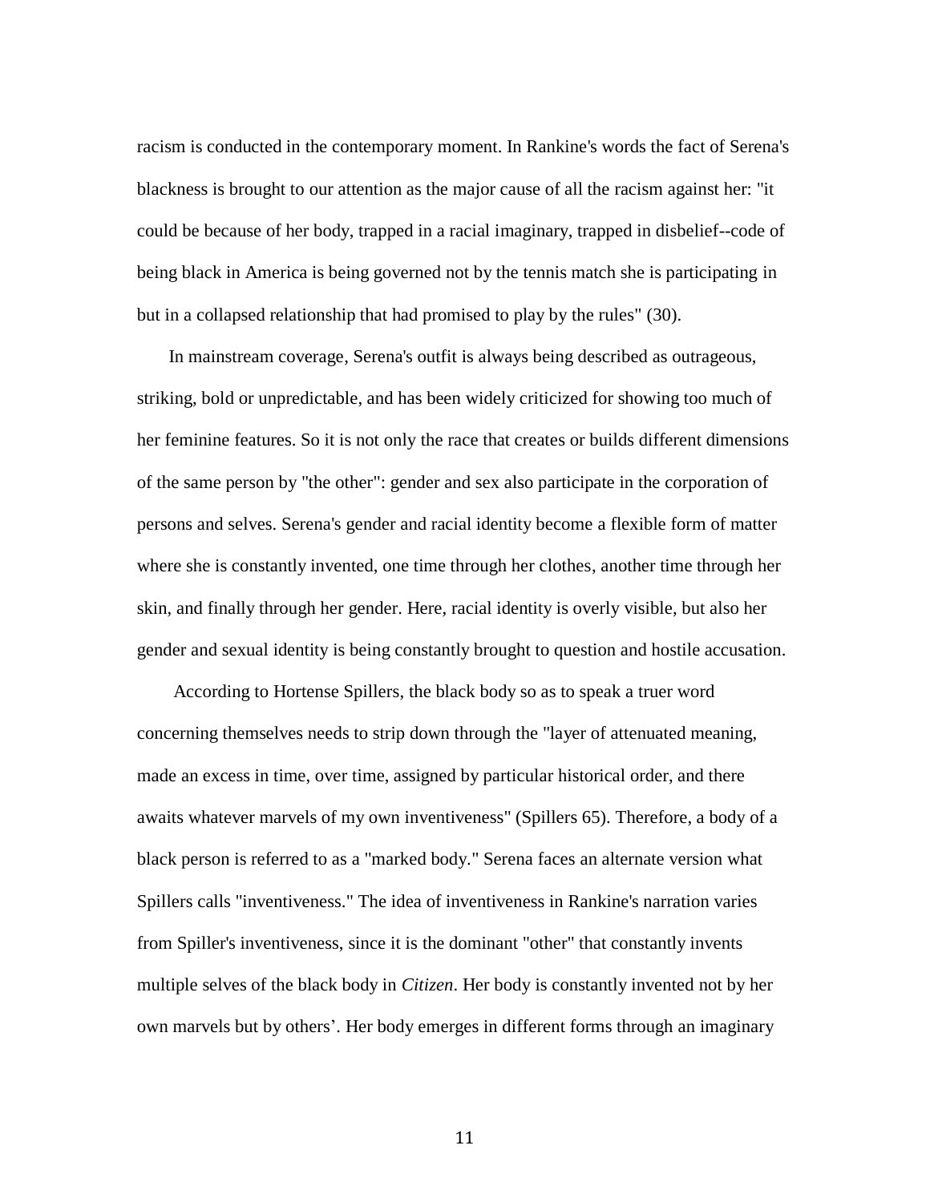racism is conducted in the contemporary moment. In Rankine's words the fact of Serena's blackness is brought to our attention as the major cause of all the racism against her: "it could be because of her body, trapped in a racial imaginary, trapped in disbelief--code of being black in America is being governed not by the tennis match she is participating in but in a collapsed relationship that had promised to play by the rules" (30).

In mainstream coverage, Serena's outfit is always being described as outrageous, striking, bold or unpredictable, and has been widely criticized for showing too much of her feminine features. So it is not only the race that creates or builds different dimensions of the same person by "the other": gender and sex also participate in the corporation of persons and selves. Serena's gender and racial identity become a flexible form of matter where she is constantly invented, one time through her clothes, another time through her skin, and finally through her gender. Here, racial identity is overly visible, but also her gender and sexual identity is being constantly brought to question and hostile accusation.

According to Hortense Spillers, the black body so as to speak a truer word concerning themselves needs to strip down through the "layer of attenuated meaning, made an excess in time, over time, assigned by particular historical order, and there awaits whatever marvels of my own inventiveness" (Spillers 65). Therefore, a body of a black person is referred to as a "marked body." Serena faces an alternate version what Spillers calls "inventiveness." The idea of inventiveness in Rankine's narration varies from Spiller's inventiveness, since it is the dominant "other" that constantly invents multiple selves of the black body in *Citizen*. Her body is constantly invented not by her own marvels but by others'. Her body emerges in different forms through an imaginary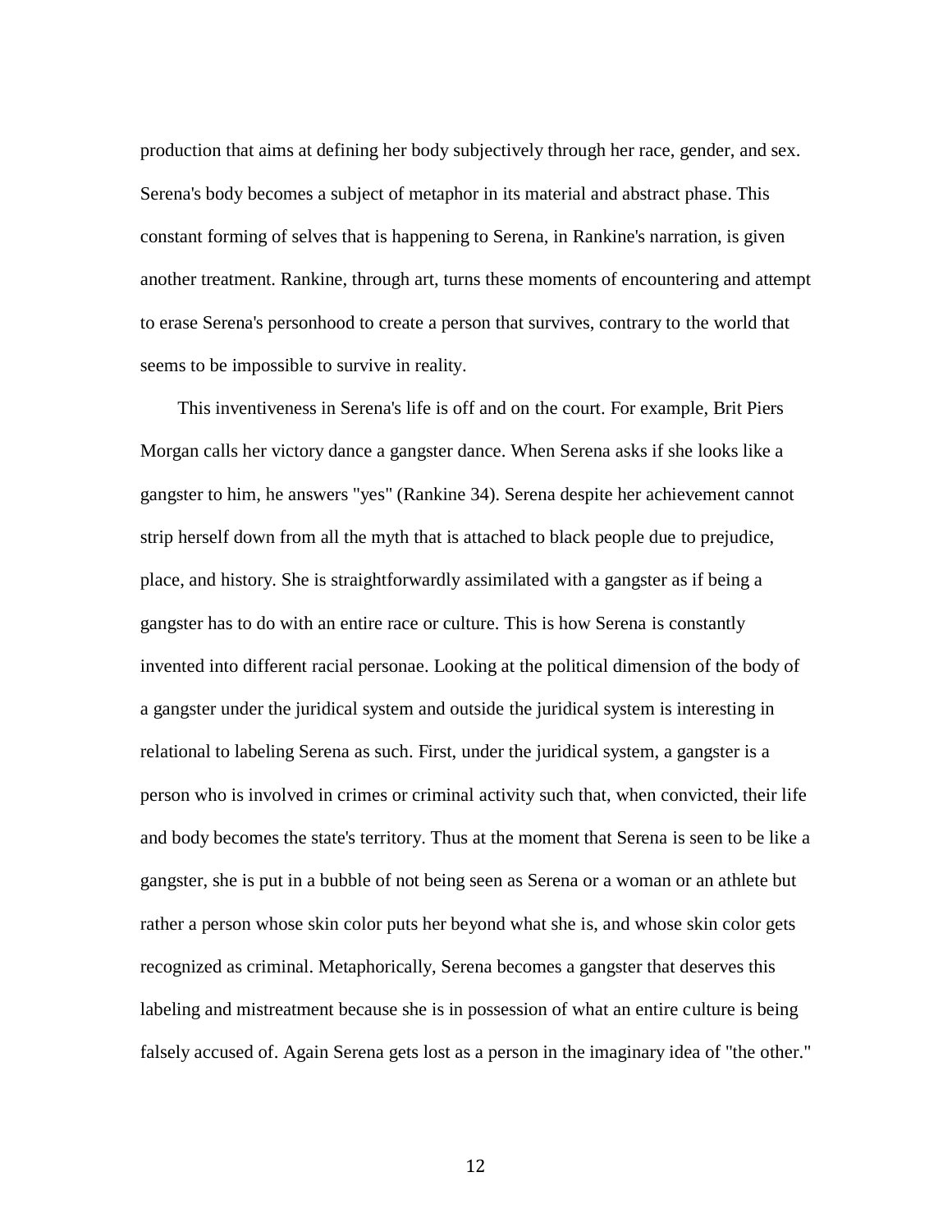production that aims at defining her body subjectively through her race, gender, and sex. Serena's body becomes a subject of metaphor in its material and abstract phase. This constant forming of selves that is happening to Serena, in Rankine's narration, is given another treatment. Rankine, through art, turns these moments of encountering and attempt to erase Serena's personhood to create a person that survives, contrary to the world that seems to be impossible to survive in reality.

This inventiveness in Serena's life is off and on the court. For example, Brit Piers Morgan calls her victory dance a gangster dance. When Serena asks if she looks like a gangster to him, he answers "yes" (Rankine 34). Serena despite her achievement cannot strip herself down from all the myth that is attached to black people due to prejudice, place, and history. She is straightforwardly assimilated with a gangster as if being a gangster has to do with an entire race or culture. This is how Serena is constantly invented into different racial personae. Looking at the political dimension of the body of a gangster under the juridical system and outside the juridical system is interesting in relational to labeling Serena as such. First, under the juridical system, a gangster is a person who is involved in crimes or criminal activity such that, when convicted, their life and body becomes the state's territory. Thus at the moment that Serena is seen to be like a gangster, she is put in a bubble of not being seen as Serena or a woman or an athlete but rather a person whose skin color puts her beyond what she is, and whose skin color gets recognized as criminal. Metaphorically, Serena becomes a gangster that deserves this labeling and mistreatment because she is in possession of what an entire culture is being falsely accused of. Again Serena gets lost as a person in the imaginary idea of "the other."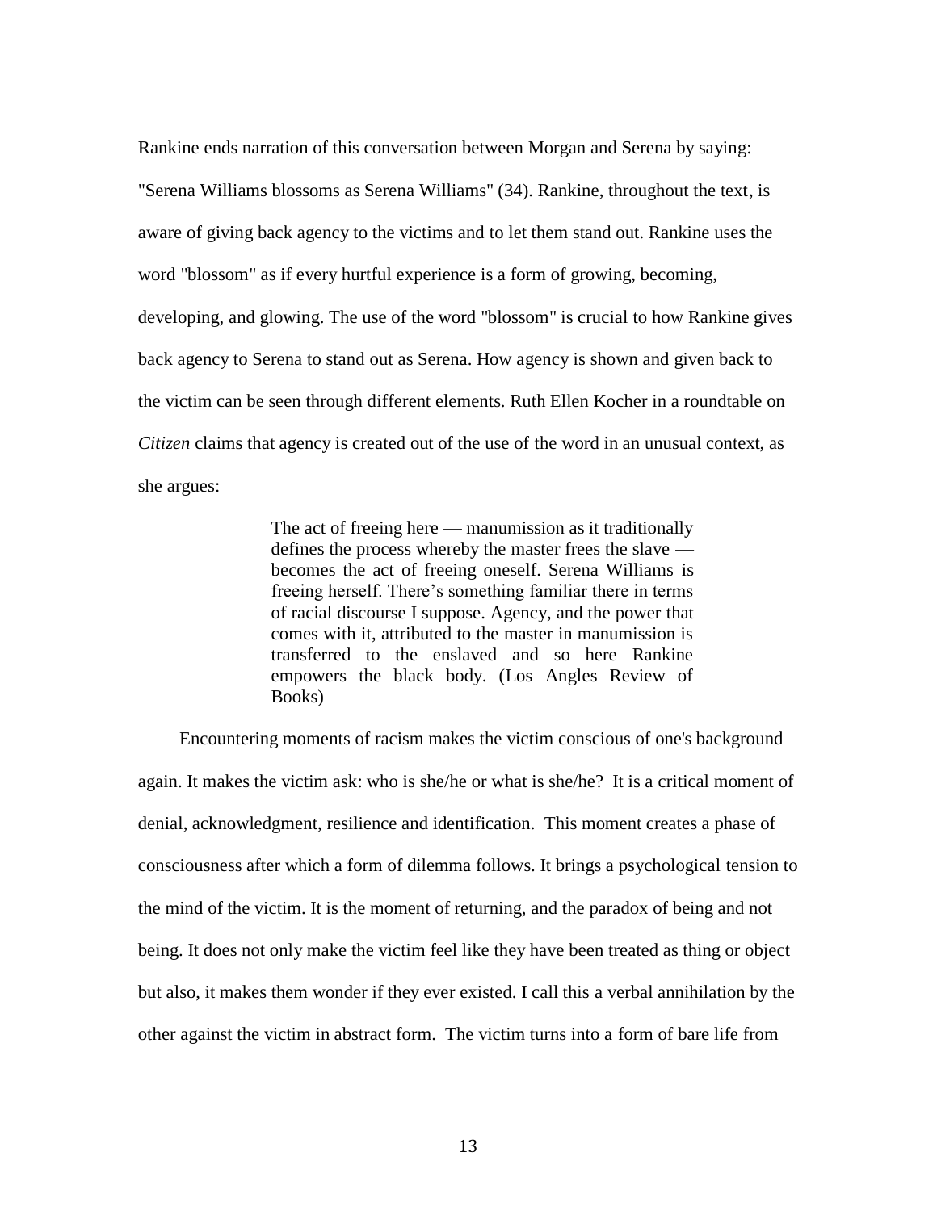Rankine ends narration of this conversation between Morgan and Serena by saying: "Serena Williams blossoms as Serena Williams" (34). Rankine, throughout the text, is aware of giving back agency to the victims and to let them stand out. Rankine uses the word "blossom" as if every hurtful experience is a form of growing, becoming, developing, and glowing. The use of the word "blossom" is crucial to how Rankine gives back agency to Serena to stand out as Serena. How agency is shown and given back to the victim can be seen through different elements. Ruth Ellen Kocher in a roundtable on *Citizen* claims that agency is created out of the use of the word in an unusual context, as she argues:

> The act of freeing here — manumission as it traditionally defines the process whereby the master frees the slave — becomes the act of freeing oneself. Serena Williams is freeing herself. There's something familiar there in terms of racial discourse I suppose. Agency, and the power that comes with it, attributed to the master in manumission is transferred to the enslaved and so here Rankine empowers the black body. (Los Angles Review of Books)

Encountering moments of racism makes the victim conscious of one's background again. It makes the victim ask: who is she/he or what is she/he? It is a critical moment of denial, acknowledgment, resilience and identification. This moment creates a phase of consciousness after which a form of dilemma follows. It brings a psychological tension to the mind of the victim. It is the moment of returning, and the paradox of being and not being. It does not only make the victim feel like they have been treated as thing or object but also, it makes them wonder if they ever existed. I call this a verbal annihilation by the other against the victim in abstract form. The victim turns into a form of bare life from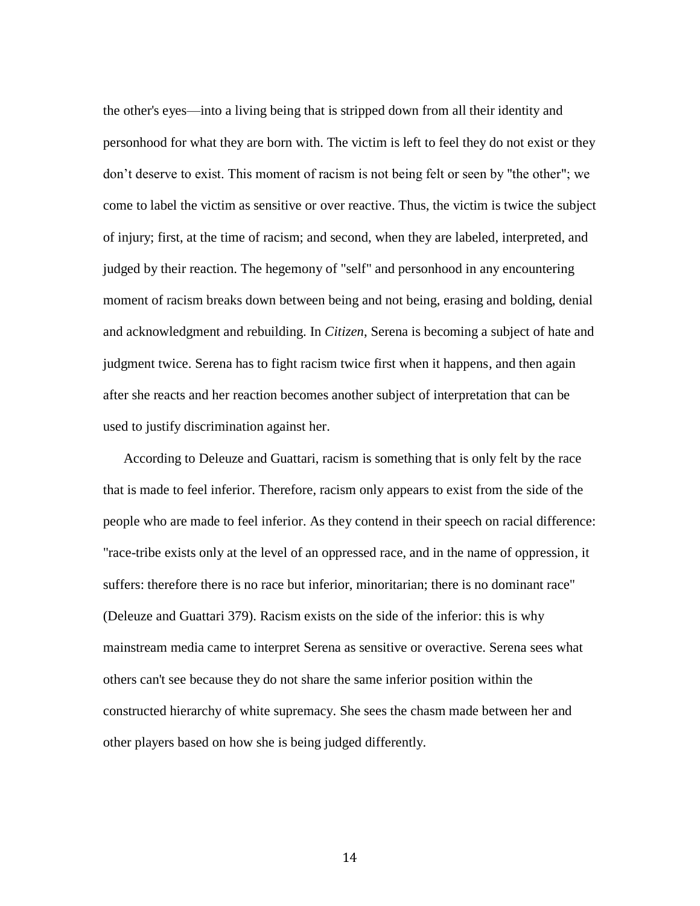the other's eyes—into a living being that is stripped down from all their identity and personhood for what they are born with. The victim is left to feel they do not exist or they don't deserve to exist. This moment of racism is not being felt or seen by "the other"; we come to label the victim as sensitive or over reactive. Thus, the victim is twice the subject of injury; first, at the time of racism; and second, when they are labeled, interpreted, and judged by their reaction. The hegemony of "self" and personhood in any encountering moment of racism breaks down between being and not being, erasing and bolding, denial and acknowledgment and rebuilding. In *Citizen*, Serena is becoming a subject of hate and judgment twice. Serena has to fight racism twice first when it happens, and then again after she reacts and her reaction becomes another subject of interpretation that can be used to justify discrimination against her.

According to Deleuze and Guattari, racism is something that is only felt by the race that is made to feel inferior. Therefore, racism only appears to exist from the side of the people who are made to feel inferior. As they contend in their speech on racial difference: "race-tribe exists only at the level of an oppressed race, and in the name of oppression, it suffers: therefore there is no race but inferior, minoritarian; there is no dominant race" (Deleuze and Guattari 379). Racism exists on the side of the inferior: this is why mainstream media came to interpret Serena as sensitive or overactive. Serena sees what others can't see because they do not share the same inferior position within the constructed hierarchy of white supremacy. She sees the chasm made between her and other players based on how she is being judged differently.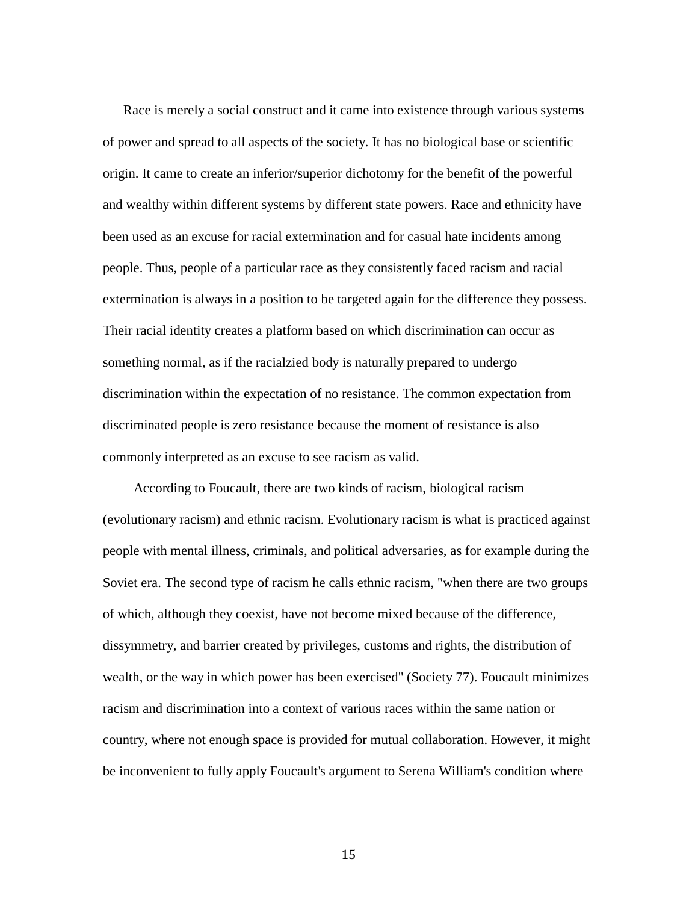Race is merely a social construct and it came into existence through various systems of power and spread to all aspects of the society. It has no biological base or scientific origin. It came to create an inferior/superior dichotomy for the benefit of the powerful and wealthy within different systems by different state powers. Race and ethnicity have been used as an excuse for racial extermination and for casual hate incidents among people. Thus, people of a particular race as they consistently faced racism and racial extermination is always in a position to be targeted again for the difference they possess. Their racial identity creates a platform based on which discrimination can occur as something normal, as if the racialzied body is naturally prepared to undergo discrimination within the expectation of no resistance. The common expectation from discriminated people is zero resistance because the moment of resistance is also commonly interpreted as an excuse to see racism as valid.

According to Foucault, there are two kinds of racism, biological racism (evolutionary racism) and ethnic racism. Evolutionary racism is what is practiced against people with mental illness, criminals, and political adversaries, as for example during the Soviet era. The second type of racism he calls ethnic racism, "when there are two groups of which, although they coexist, have not become mixed because of the difference, dissymmetry, and barrier created by privileges, customs and rights, the distribution of wealth, or the way in which power has been exercised" (Society 77). Foucault minimizes racism and discrimination into a context of various races within the same nation or country, where not enough space is provided for mutual collaboration. However, it might be inconvenient to fully apply Foucault's argument to Serena William's condition where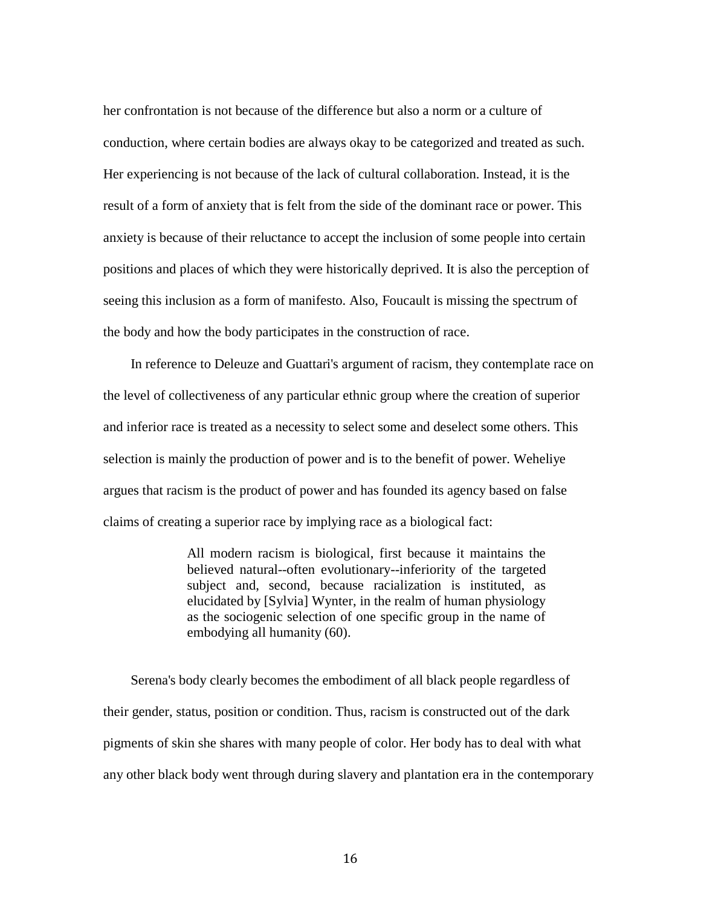her confrontation is not because of the difference but also a norm or a culture of conduction, where certain bodies are always okay to be categorized and treated as such. Her experiencing is not because of the lack of cultural collaboration. Instead, it is the result of a form of anxiety that is felt from the side of the dominant race or power. This anxiety is because of their reluctance to accept the inclusion of some people into certain positions and places of which they were historically deprived. It is also the perception of seeing this inclusion as a form of manifesto. Also, Foucault is missing the spectrum of the body and how the body participates in the construction of race.

In reference to Deleuze and Guattari's argument of racism, they contemplate race on the level of collectiveness of any particular ethnic group where the creation of superior and inferior race is treated as a necessity to select some and deselect some others. This selection is mainly the production of power and is to the benefit of power. Weheliye argues that racism is the product of power and has founded its agency based on false claims of creating a superior race by implying race as a biological fact:

> All modern racism is biological, first because it maintains the believed natural--often evolutionary--inferiority of the targeted subject and, second, because racialization is instituted, as elucidated by [Sylvia] Wynter, in the realm of human physiology as the sociogenic selection of one specific group in the name of embodying all humanity (60).

Serena's body clearly becomes the embodiment of all black people regardless of their gender, status, position or condition. Thus, racism is constructed out of the dark pigments of skin she shares with many people of color. Her body has to deal with what any other black body went through during slavery and plantation era in the contemporary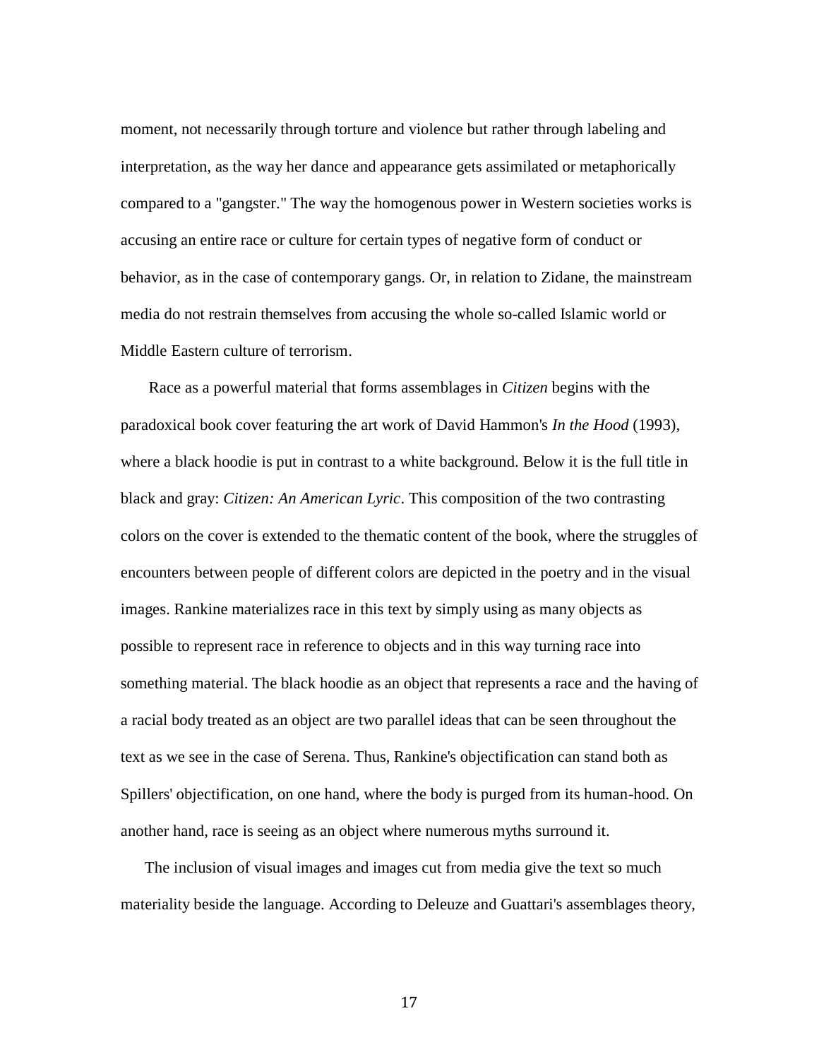moment, not necessarily through torture and violence but rather through labeling and interpretation, as the way her dance and appearance gets assimilated or metaphorically compared to a "gangster." The way the homogenous power in Western societies works is accusing an entire race or culture for certain types of negative form of conduct or behavior, as in the case of contemporary gangs. Or, in relation to Zidane, the mainstream media do not restrain themselves from accusing the whole so-called Islamic world or Middle Eastern culture of terrorism.

Race as a powerful material that forms assemblages in *Citizen* begins with the paradoxical book cover featuring the art work of David Hammon's *In the Hood* (1993), where a black hoodie is put in contrast to a white background. Below it is the full title in black and gray: *Citizen: An American Lyric*. This composition of the two contrasting colors on the cover is extended to the thematic content of the book, where the struggles of encounters between people of different colors are depicted in the poetry and in the visual images. Rankine materializes race in this text by simply using as many objects as possible to represent race in reference to objects and in this way turning race into something material. The black hoodie as an object that represents a race and the having of a racial body treated as an object are two parallel ideas that can be seen throughout the text as we see in the case of Serena. Thus, Rankine's objectification can stand both as Spillers' objectification, on one hand, where the body is purged from its human-hood. On another hand, race is seeing as an object where numerous myths surround it.

The inclusion of visual images and images cut from media give the text so much materiality beside the language. According to Deleuze and Guattari's assemblages theory,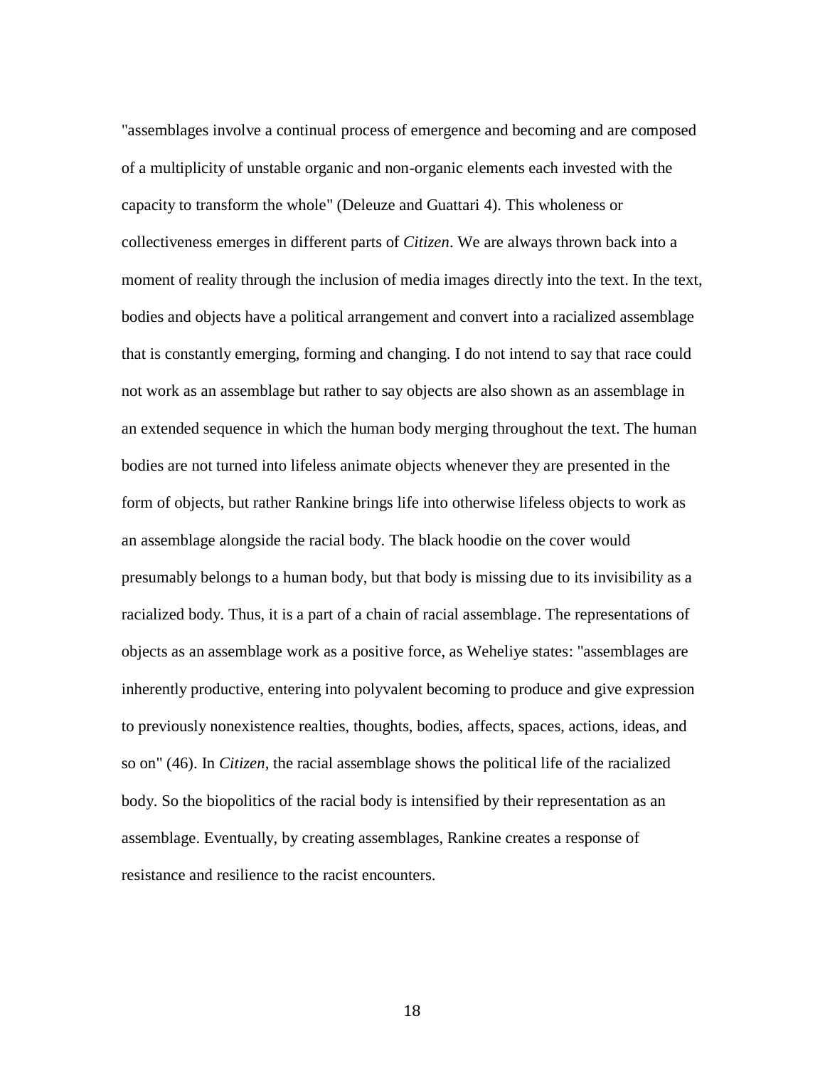"assemblages involve a continual process of emergence and becoming and are composed of a multiplicity of unstable organic and non-organic elements each invested with the capacity to transform the whole" (Deleuze and Guattari 4). This wholeness or collectiveness emerges in different parts of *Citizen*. We are always thrown back into a moment of reality through the inclusion of media images directly into the text. In the text, bodies and objects have a political arrangement and convert into a racialized assemblage that is constantly emerging, forming and changing. I do not intend to say that race could not work as an assemblage but rather to say objects are also shown as an assemblage in an extended sequence in which the human body merging throughout the text. The human bodies are not turned into lifeless animate objects whenever they are presented in the form of objects, but rather Rankine brings life into otherwise lifeless objects to work as an assemblage alongside the racial body. The black hoodie on the cover would presumably belongs to a human body, but that body is missing due to its invisibility as a racialized body. Thus, it is a part of a chain of racial assemblage. The representations of objects as an assemblage work as a positive force, as Weheliye states: "assemblages are inherently productive, entering into polyvalent becoming to produce and give expression to previously nonexistence realties, thoughts, bodies, affects, spaces, actions, ideas, and so on" (46). In *Citizen*, the racial assemblage shows the political life of the racialized body. So the biopolitics of the racial body is intensified by their representation as an assemblage. Eventually, by creating assemblages, Rankine creates a response of resistance and resilience to the racist encounters.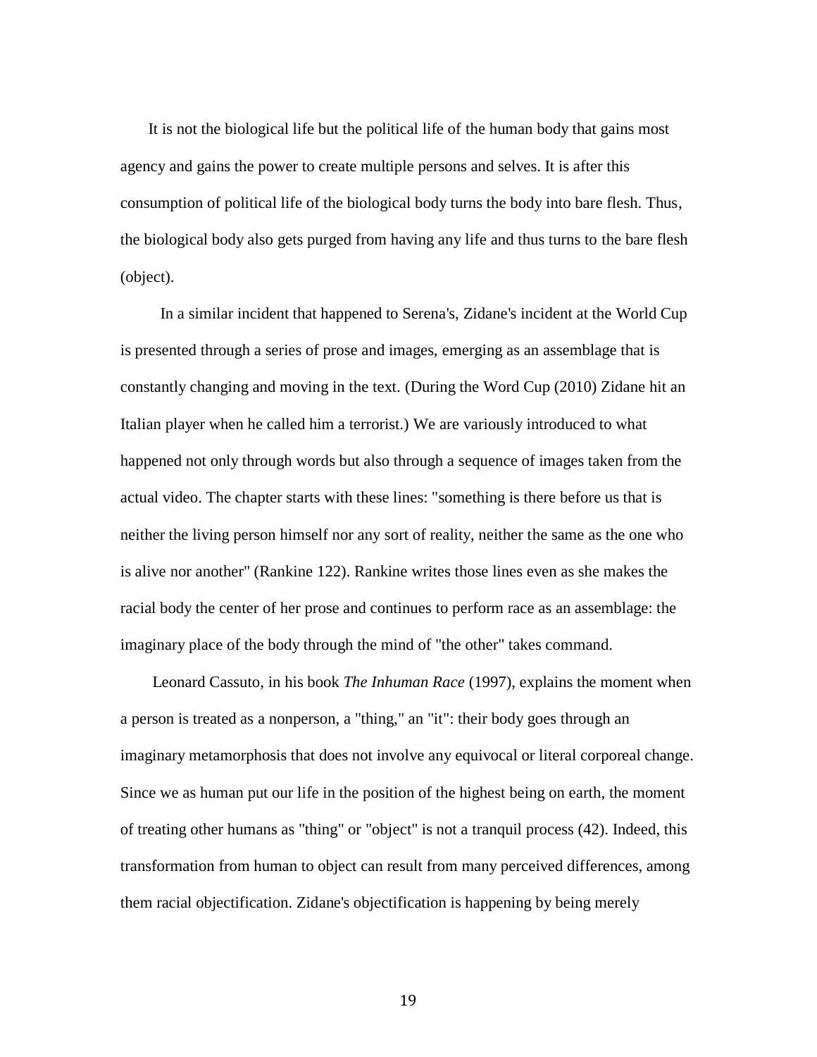It is not the biological life but the political life of the human body that gains most agency and gains the power to create multiple persons and selves. It is after this consumption of political life of the biological body turns the body into bare flesh. Thus, the biological body also gets purged from having any life and thus turns to the bare flesh (object).

In a similar incident that happened to Serena's, Zidane's incident at the World Cup is presented through a series of prose and images, emerging as an assemblage that is constantly changing and moving in the text. (During the Word Cup (2010) Zidane hit an Italian player when he called him a terrorist.) We are variously introduced to what happened not only through words but also through a sequence of images taken from the actual video. The chapter starts with these lines: "something is there before us that is neither the living person himself nor any sort of reality, neither the same as the one who is alive nor another" (Rankine 122). Rankine writes those lines even as she makes the racial body the center of her prose and continues to perform race as an assemblage: the imaginary place of the body through the mind of "the other" takes command.

Leonard Cassuto, in his book *The Inhuman Race* (1997), explains the moment when a person is treated as a nonperson, a "thing," an "it": their body goes through an imaginary metamorphosis that does not involve any equivocal or literal corporeal change. Since we as human put our life in the position of the highest being on earth, the moment of treating other humans as "thing" or "object" is not a tranquil process (42). Indeed, this transformation from human to object can result from many perceived differences, among them racial objectification. Zidane's objectification is happening by being merely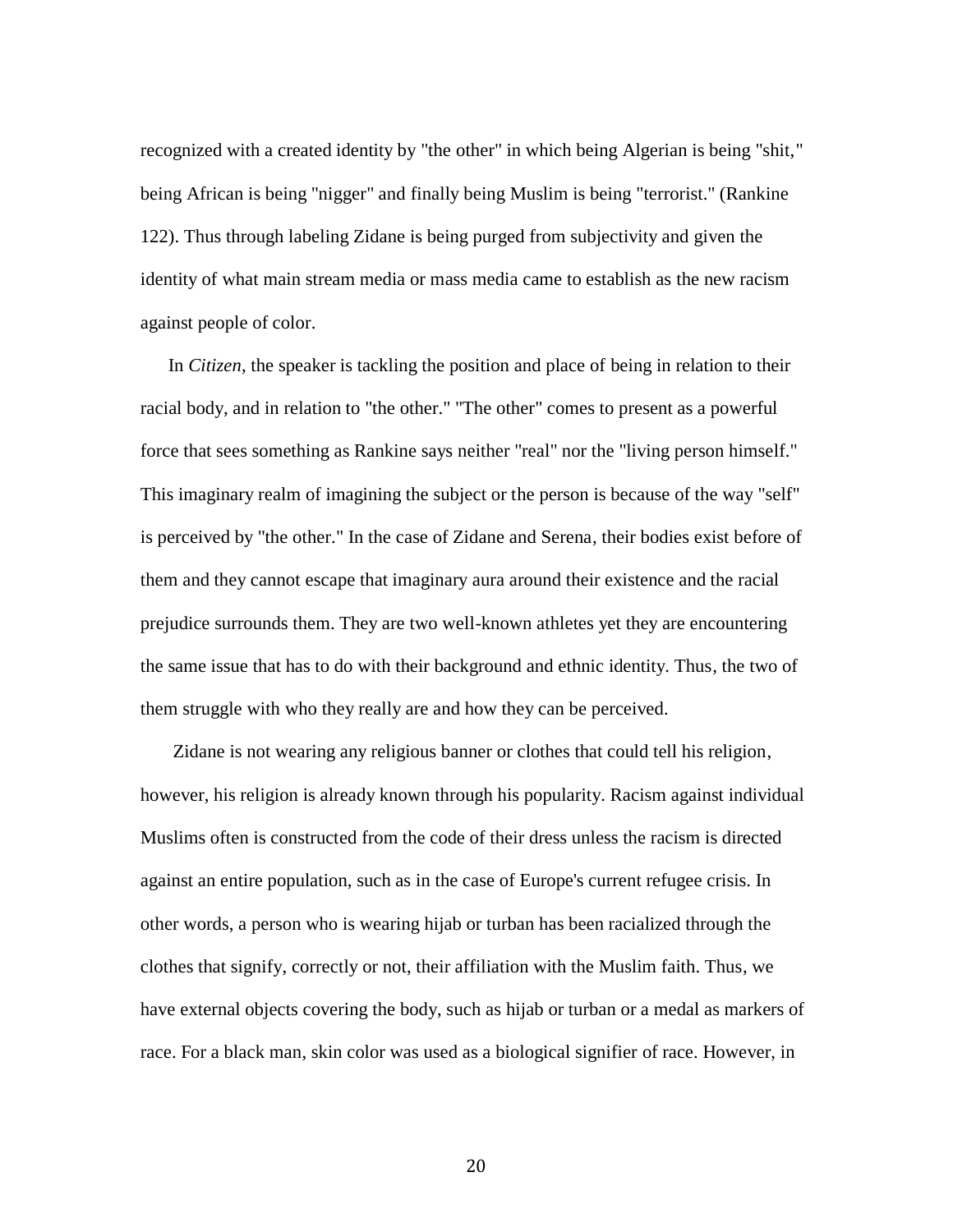recognized with a created identity by "the other" in which being Algerian is being "shit," being African is being "nigger" and finally being Muslim is being "terrorist." (Rankine 122). Thus through labeling Zidane is being purged from subjectivity and given the identity of what main stream media or mass media came to establish as the new racism against people of color.

In *Citizen*, the speaker is tackling the position and place of being in relation to their racial body, and in relation to "the other." "The other" comes to present as a powerful force that sees something as Rankine says neither "real" nor the "living person himself." This imaginary realm of imagining the subject or the person is because of the way "self" is perceived by "the other." In the case of Zidane and Serena, their bodies exist before of them and they cannot escape that imaginary aura around their existence and the racial prejudice surrounds them. They are two well-known athletes yet they are encountering the same issue that has to do with their background and ethnic identity. Thus, the two of them struggle with who they really are and how they can be perceived.

Zidane is not wearing any religious banner or clothes that could tell his religion, however, his religion is already known through his popularity. Racism against individual Muslims often is constructed from the code of their dress unless the racism is directed against an entire population, such as in the case of Europe's current refugee crisis. In other words, a person who is wearing hijab or turban has been racialized through the clothes that signify, correctly or not, their affiliation with the Muslim faith. Thus, we have external objects covering the body, such as hijab or turban or a medal as markers of race. For a black man, skin color was used as a biological signifier of race. However, in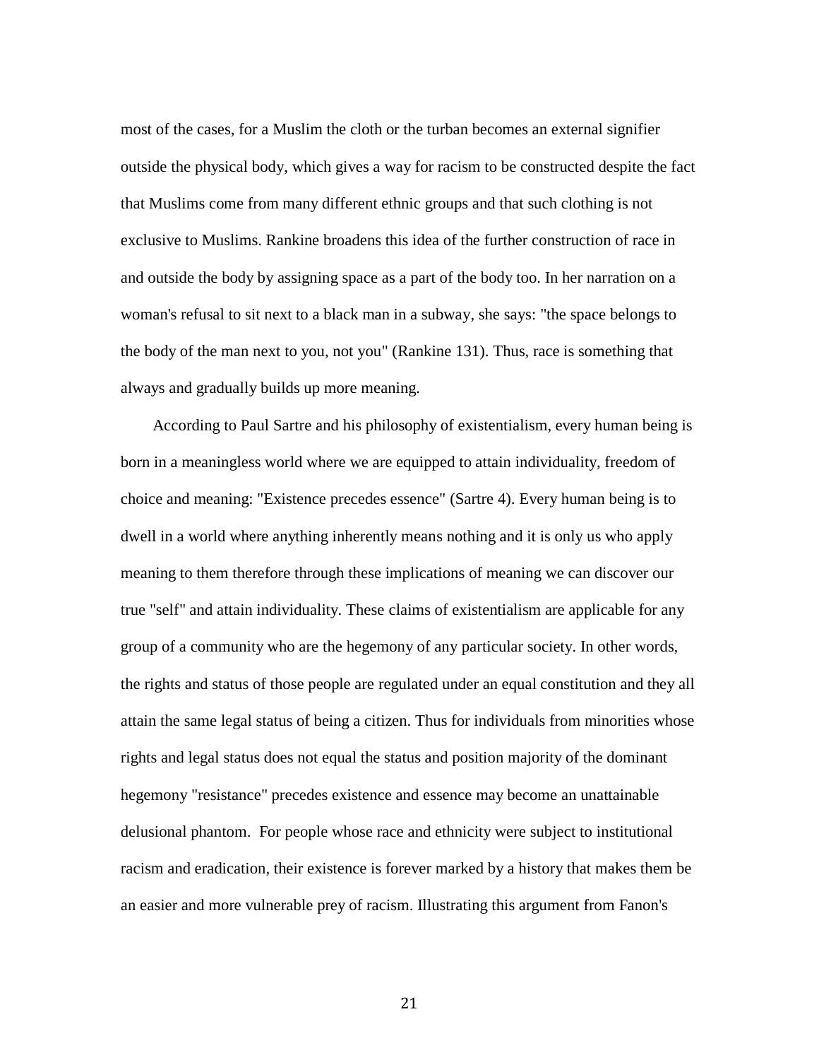most of the cases, for a Muslim the cloth or the turban becomes an external signifier outside the physical body, which gives a way for racism to be constructed despite the fact that Muslims come from many different ethnic groups and that such clothing is not exclusive to Muslims. Rankine broadens this idea of the further construction of race in and outside the body by assigning space as a part of the body too. In her narration on a woman's refusal to sit next to a black man in a subway, she says: "the space belongs to the body of the man next to you, not you" (Rankine 131). Thus, race is something that always and gradually builds up more meaning.

According to Paul Sartre and his philosophy of existentialism, every human being is born in a meaningless world where we are equipped to attain individuality, freedom of choice and meaning: "Existence precedes essence" (Sartre 4). Every human being is to dwell in a world where anything inherently means nothing and it is only us who apply meaning to them therefore through these implications of meaning we can discover our true "self" and attain individuality. These claims of existentialism are applicable for any group of a community who are the hegemony of any particular society. In other words, the rights and status of those people are regulated under an equal constitution and they all attain the same legal status of being a citizen. Thus for individuals from minorities whose rights and legal status does not equal the status and position majority of the dominant hegemony "resistance" precedes existence and essence may become an unattainable delusional phantom. For people whose race and ethnicity were subject to institutional racism and eradication, their existence is forever marked by a history that makes them be an easier and more vulnerable prey of racism. Illustrating this argument from Fanon's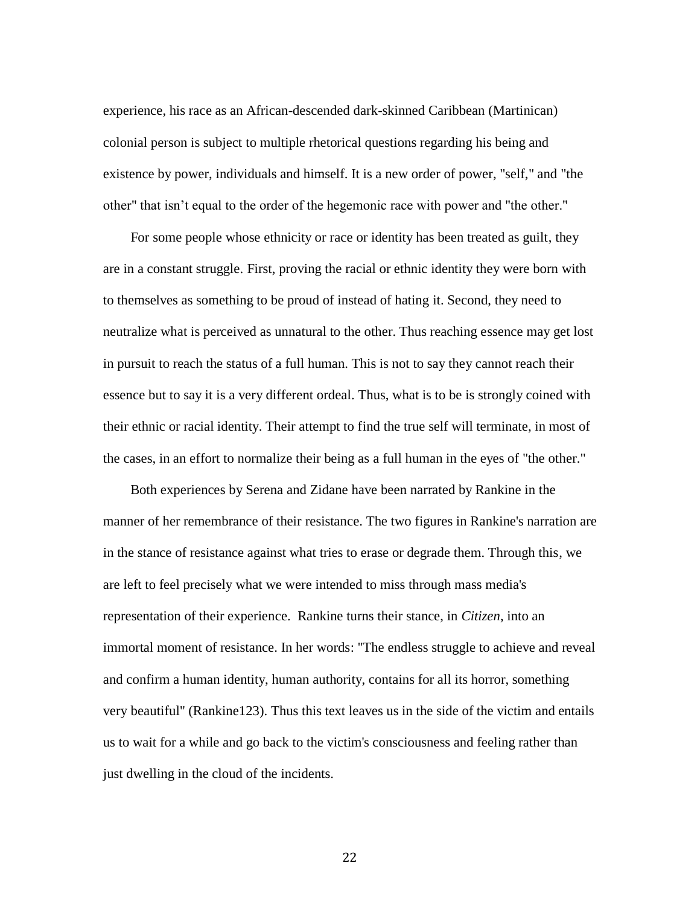experience, his race as an African-descended dark-skinned Caribbean (Martinican) colonial person is subject to multiple rhetorical questions regarding his being and existence by power, individuals and himself. It is a new order of power, "self," and "the other" that isn’t equal to the order of the hegemonic race with power and "the other."

For some people whose ethnicity or race or identity has been treated as guilt, they are in a constant struggle. First, proving the racial or ethnic identity they were born with to themselves as something to be proud of instead of hating it. Second, they need to neutralize what is perceived as unnatural to the other. Thus reaching essence may get lost in pursuit to reach the status of a full human. This is not to say they cannot reach their essence but to say it is a very different ordeal. Thus, what is to be is strongly coined with their ethnic or racial identity. Their attempt to find the true self will terminate, in most of the cases, in an effort to normalize their being as a full human in the eyes of "the other."

Both experiences by Serena and Zidane have been narrated by Rankine in the manner of her remembrance of their resistance. The two figures in Rankine's narration are in the stance of resistance against what tries to erase or degrade them. Through this, we are left to feel precisely what we were intended to miss through mass media's representation of their experience. Rankine turns their stance, in *Citizen*, into an immortal moment of resistance. In her words: "The endless struggle to achieve and reveal and confirm a human identity, human authority, contains for all its horror, something very beautiful" (Rankine123). Thus this text leaves us in the side of the victim and entails us to wait for a while and go back to the victim's consciousness and feeling rather than just dwelling in the cloud of the incidents.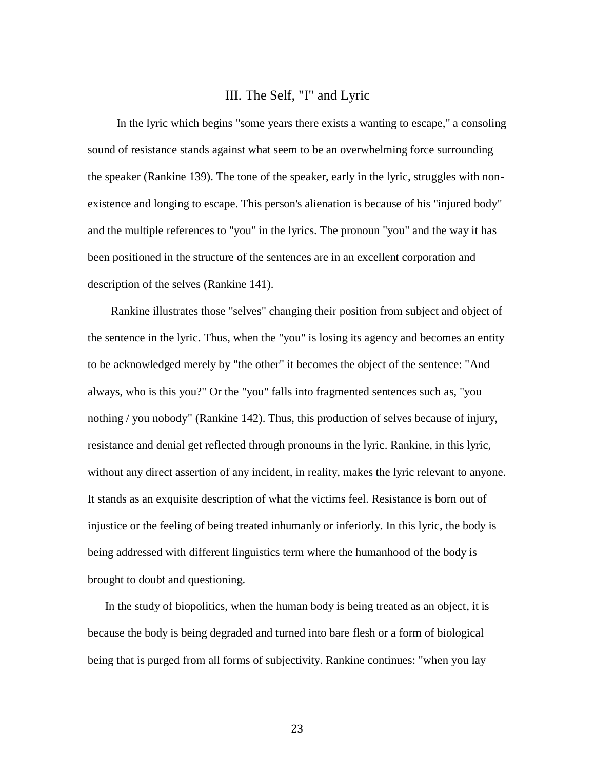## III. The Self, "I" and Lyric

In the lyric which begins "some years there exists a wanting to escape," a consoling sound of resistance stands against what seem to be an overwhelming force surrounding the speaker (Rankine 139). The tone of the speaker, early in the lyric, struggles with non-existence and longing to escape. This person's alienation is because of his "injured body" and the multiple references to "you" in the lyrics. The pronoun "you" and the way it has been positioned in the structure of the sentences are in an excellent corporation and description of the selves (Rankine 141).

Rankine illustrates those "selves" changing their position from subject and object of the sentence in the lyric. Thus, when the "you" is losing its agency and becomes an entity to be acknowledged merely by "the other" it becomes the object of the sentence: "And always, who is this you?" Or the "you" falls into fragmented sentences such as, "you nothing / you nobody" (Rankine 142). Thus, this production of selves because of injury, resistance and denial get reflected through pronouns in the lyric. Rankine, in this lyric, without any direct assertion of any incident, in reality, makes the lyric relevant to anyone. It stands as an exquisite description of what the victims feel. Resistance is born out of injustice or the feeling of being treated inhumanly or inferiorly. In this lyric, the body is being addressed with different linguistics term where the humanhood of the body is brought to doubt and questioning.

In the study of biopolitics, when the human body is being treated as an object, it is because the body is being degraded and turned into bare flesh or a form of biological being that is purged from all forms of subjectivity. Rankine continues: "when you lay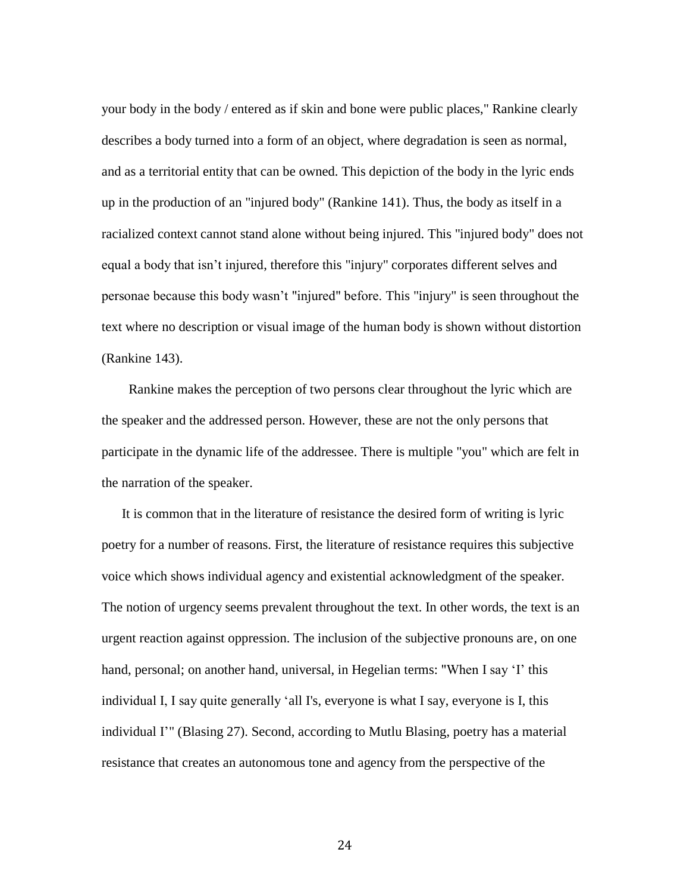your body in the body / entered as if skin and bone were public places," Rankine clearly describes a body turned into a form of an object, where degradation is seen as normal, and as a territorial entity that can be owned. This depiction of the body in the lyric ends up in the production of an "injured body" (Rankine 141). Thus, the body as itself in a racialized context cannot stand alone without being injured. This "injured body" does not equal a body that isn't injured, therefore this "injury" corporates different selves and personae because this body wasn't "injured" before. This "injury" is seen throughout the text where no description or visual image of the human body is shown without distortion (Rankine 143).

Rankine makes the perception of two persons clear throughout the lyric which are the speaker and the addressed person. However, these are not the only persons that participate in the dynamic life of the addressee. There is multiple "you" which are felt in the narration of the speaker.

It is common that in the literature of resistance the desired form of writing is lyric poetry for a number of reasons. First, the literature of resistance requires this subjective voice which shows individual agency and existential acknowledgment of the speaker. The notion of urgency seems prevalent throughout the text. In other words, the text is an urgent reaction against oppression. The inclusion of the subjective pronouns are, on one hand, personal; on another hand, universal, in Hegelian terms: "When I say 'I' this individual I, I say quite generally 'all I's, everyone is what I say, everyone is I, this individual I'" (Blasing 27). Second, according to Mutlu Blasing, poetry has a material resistance that creates an autonomous tone and agency from the perspective of the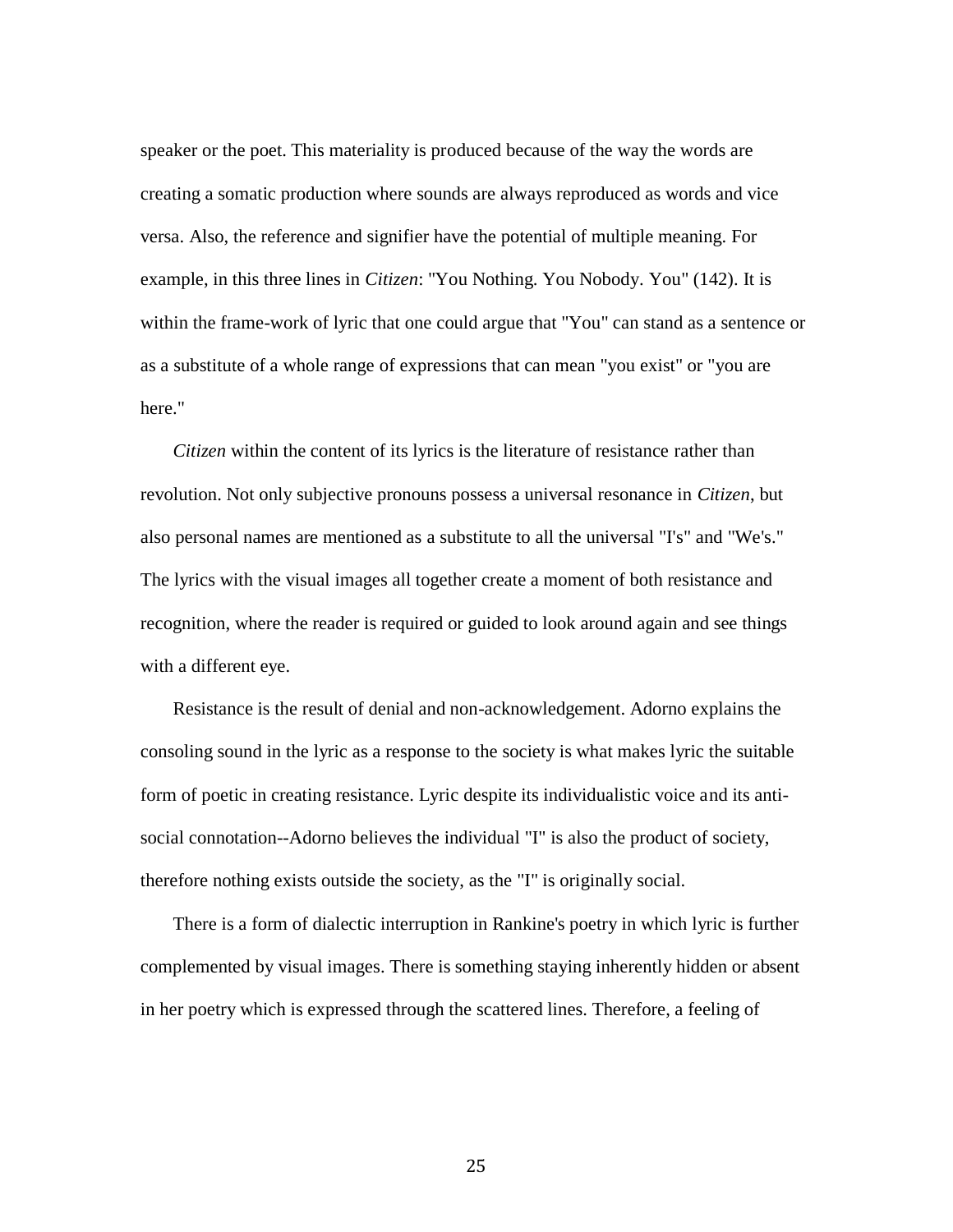speaker or the poet. This materiality is produced because of the way the words are creating a somatic production where sounds are always reproduced as words and vice versa. Also, the reference and signifier have the potential of multiple meaning. For example, in this three lines in *Citizen*: "You Nothing. You Nobody. You" (142). It is within the frame-work of lyric that one could argue that "You" can stand as a sentence or as a substitute of a whole range of expressions that can mean "you exist" or "you are here."

*Citizen* within the content of its lyrics is the literature of resistance rather than revolution. Not only subjective pronouns possess a universal resonance in *Citizen*, but also personal names are mentioned as a substitute to all the universal "I's" and "We's." The lyrics with the visual images all together create a moment of both resistance and recognition, where the reader is required or guided to look around again and see things with a different eye.

Resistance is the result of denial and non-acknowledgement. Adorno explains the consoling sound in the lyric as a response to the society is what makes lyric the suitable form of poetic in creating resistance. Lyric despite its individualistic voice and its anti-social connotation--Adorno believes the individual "I" is also the product of society, therefore nothing exists outside the society, as the "I" is originally social.

There is a form of dialectic interruption in Rankine's poetry in which lyric is further complemented by visual images. There is something staying inherently hidden or absent in her poetry which is expressed through the scattered lines. Therefore, a feeling of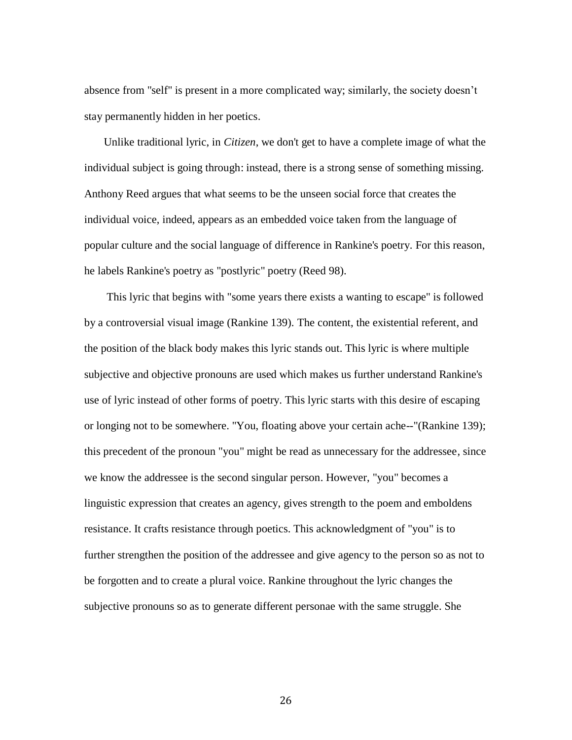absence from "self" is present in a more complicated way; similarly, the society doesn't stay permanently hidden in her poetics.

Unlike traditional lyric, in *Citizen*, we don't get to have a complete image of what the individual subject is going through: instead, there is a strong sense of something missing. Anthony Reed argues that what seems to be the unseen social force that creates the individual voice, indeed, appears as an embedded voice taken from the language of popular culture and the social language of difference in Rankine's poetry. For this reason, he labels Rankine's poetry as "postlyric" poetry (Reed 98).

This lyric that begins with "some years there exists a wanting to escape" is followed by a controversial visual image (Rankine 139). The content, the existential referent, and the position of the black body makes this lyric stands out. This lyric is where multiple subjective and objective pronouns are used which makes us further understand Rankine's use of lyric instead of other forms of poetry. This lyric starts with this desire of escaping or longing not to be somewhere. "You, floating above your certain ache--"(Rankine 139); this precedent of the pronoun "you" might be read as unnecessary for the addressee, since we know the addressee is the second singular person. However, "you" becomes a linguistic expression that creates an agency, gives strength to the poem and emboldens resistance. It crafts resistance through poetics. This acknowledgment of "you" is to further strengthen the position of the addressee and give agency to the person so as not to be forgotten and to create a plural voice. Rankine throughout the lyric changes the subjective pronouns so as to generate different personae with the same struggle. She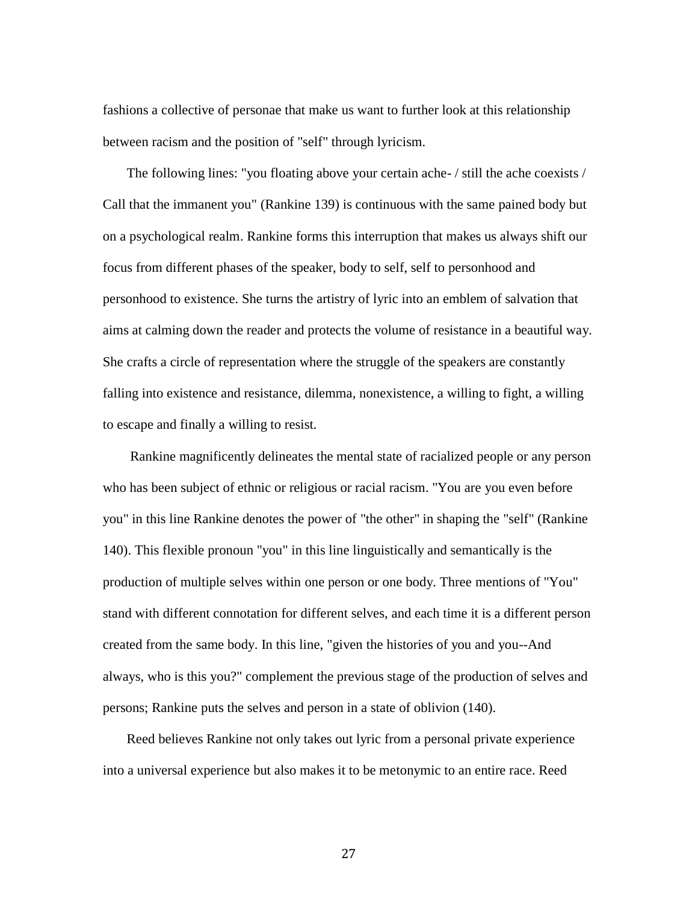fashions a collective of personae that make us want to further look at this relationship between racism and the position of "self" through lyricism.

The following lines: "you floating above your certain ache- / still the ache coexists / Call that the immanent you" (Rankine 139) is continuous with the same pained body but on a psychological realm. Rankine forms this interruption that makes us always shift our focus from different phases of the speaker, body to self, self to personhood and personhood to existence. She turns the artistry of lyric into an emblem of salvation that aims at calming down the reader and protects the volume of resistance in a beautiful way. She crafts a circle of representation where the struggle of the speakers are constantly falling into existence and resistance, dilemma, nonexistence, a willing to fight, a willing to escape and finally a willing to resist.

Rankine magnificently delineates the mental state of racialized people or any person who has been subject of ethnic or religious or racial racism. "You are you even before you" in this line Rankine denotes the power of "the other" in shaping the "self" (Rankine 140). This flexible pronoun "you" in this line linguistically and semantically is the production of multiple selves within one person or one body. Three mentions of "You" stand with different connotation for different selves, and each time it is a different person created from the same body. In this line, "given the histories of you and you--And always, who is this you?" complement the previous stage of the production of selves and persons; Rankine puts the selves and person in a state of oblivion (140).

Reed believes Rankine not only takes out lyric from a personal private experience into a universal experience but also makes it to be metonymic to an entire race. Reed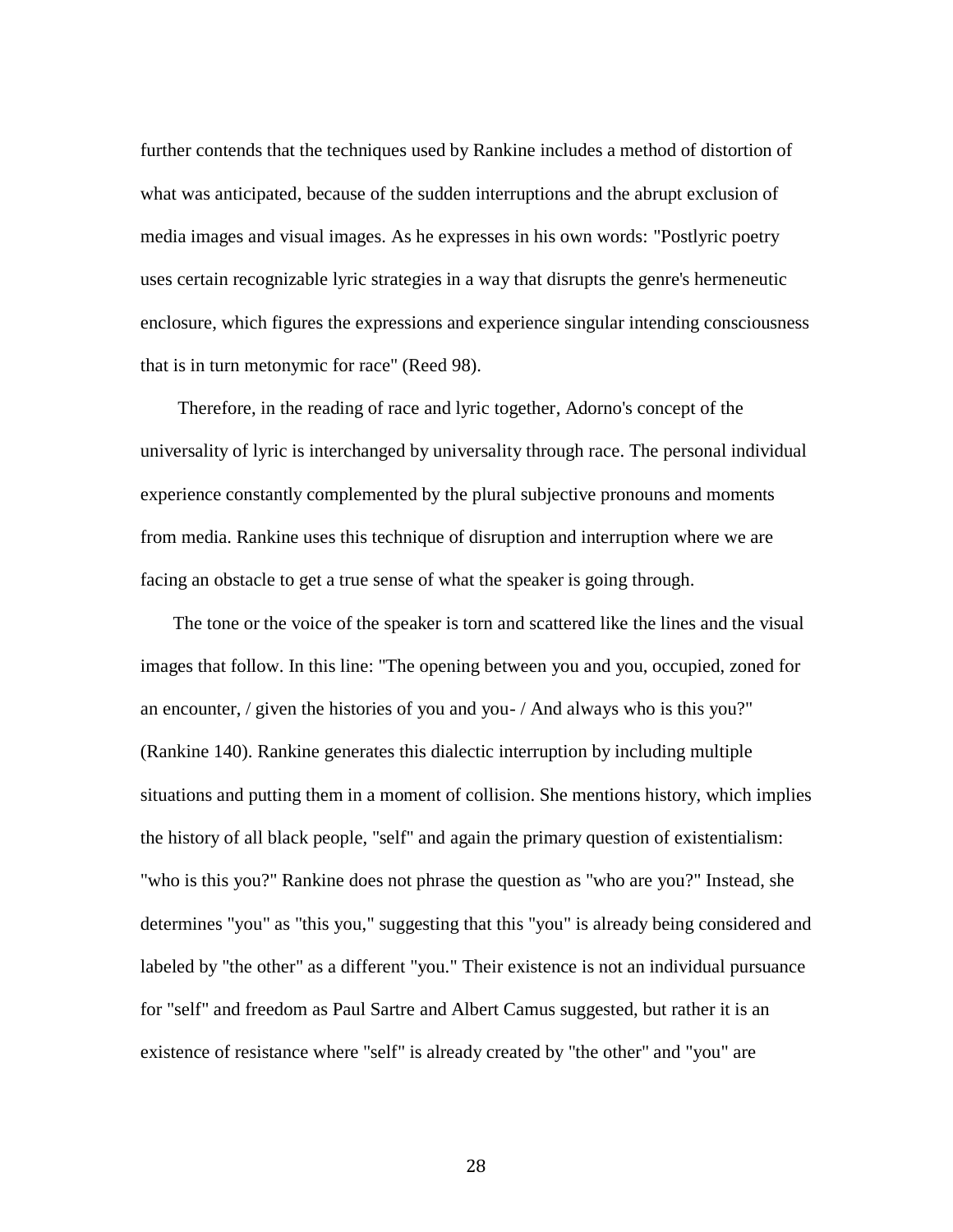further contends that the techniques used by Rankine includes a method of distortion of what was anticipated, because of the sudden interruptions and the abrupt exclusion of media images and visual images. As he expresses in his own words: "Postlyric poetry uses certain recognizable lyric strategies in a way that disrupts the genre's hermeneutic enclosure, which figures the expressions and experience singular intending consciousness that is in turn metonymic for race" (Reed 98).

Therefore, in the reading of race and lyric together, Adorno's concept of the universality of lyric is interchanged by universality through race. The personal individual experience constantly complemented by the plural subjective pronouns and moments from media. Rankine uses this technique of disruption and interruption where we are facing an obstacle to get a true sense of what the speaker is going through.

The tone or the voice of the speaker is torn and scattered like the lines and the visual images that follow. In this line: "The opening between you and you, occupied, zoned for an encounter, / given the histories of you and you- / And always who is this you?" (Rankine 140). Rankine generates this dialectic interruption by including multiple situations and putting them in a moment of collision. She mentions history, which implies the history of all black people, "self" and again the primary question of existentialism: "who is this you?" Rankine does not phrase the question as "who are you?" Instead, she determines "you" as "this you," suggesting that this "you" is already being considered and labeled by "the other" as a different "you." Their existence is not an individual pursuance for "self" and freedom as Paul Sartre and Albert Camus suggested, but rather it is an existence of resistance where "self" is already created by "the other" and "you" are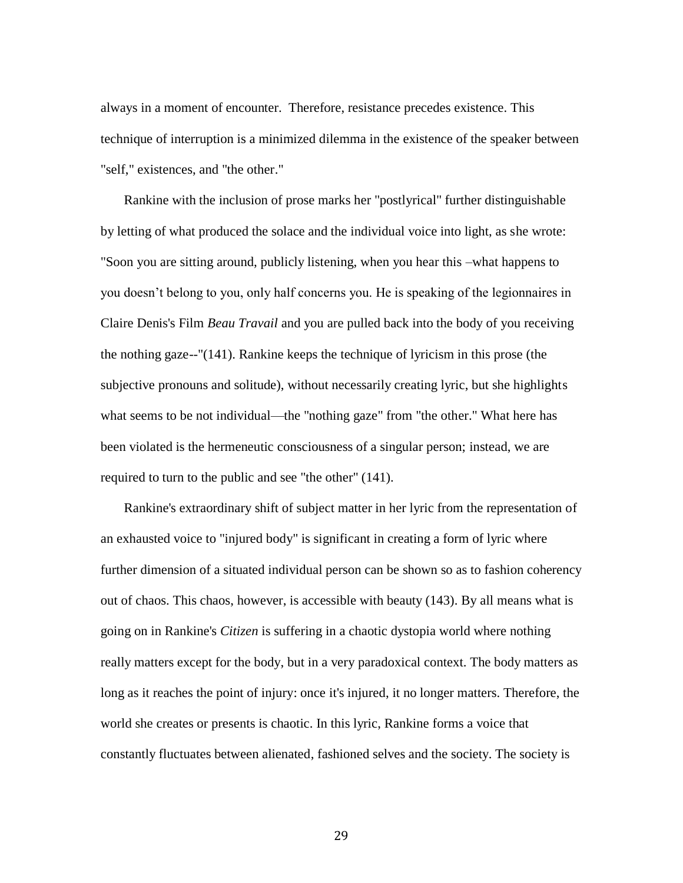always in a moment of encounter. Therefore, resistance precedes existence. This technique of interruption is a minimized dilemma in the existence of the speaker between "self," existences, and "the other."

Rankine with the inclusion of prose marks her "postlyrical" further distinguishable by letting of what produced the solace and the individual voice into light, as she wrote: "Soon you are sitting around, publicly listening, when you hear this –what happens to you doesn't belong to you, only half concerns you. He is speaking of the legionnaires in Claire Denis's Film *Beau Travail* and you are pulled back into the body of you receiving the nothing gaze--"(141). Rankine keeps the technique of lyricism in this prose (the subjective pronouns and solitude), without necessarily creating lyric, but she highlights what seems to be not individual—the "nothing gaze" from "the other." What here has been violated is the hermeneutic consciousness of a singular person; instead, we are required to turn to the public and see "the other" (141).

Rankine's extraordinary shift of subject matter in her lyric from the representation of an exhausted voice to "injured body" is significant in creating a form of lyric where further dimension of a situated individual person can be shown so as to fashion coherency out of chaos. This chaos, however, is accessible with beauty (143). By all means what is going on in Rankine's *Citizen* is suffering in a chaotic dystopia world where nothing really matters except for the body, but in a very paradoxical context. The body matters as long as it reaches the point of injury: once it's injured, it no longer matters. Therefore, the world she creates or presents is chaotic. In this lyric, Rankine forms a voice that constantly fluctuates between alienated, fashioned selves and the society. The society is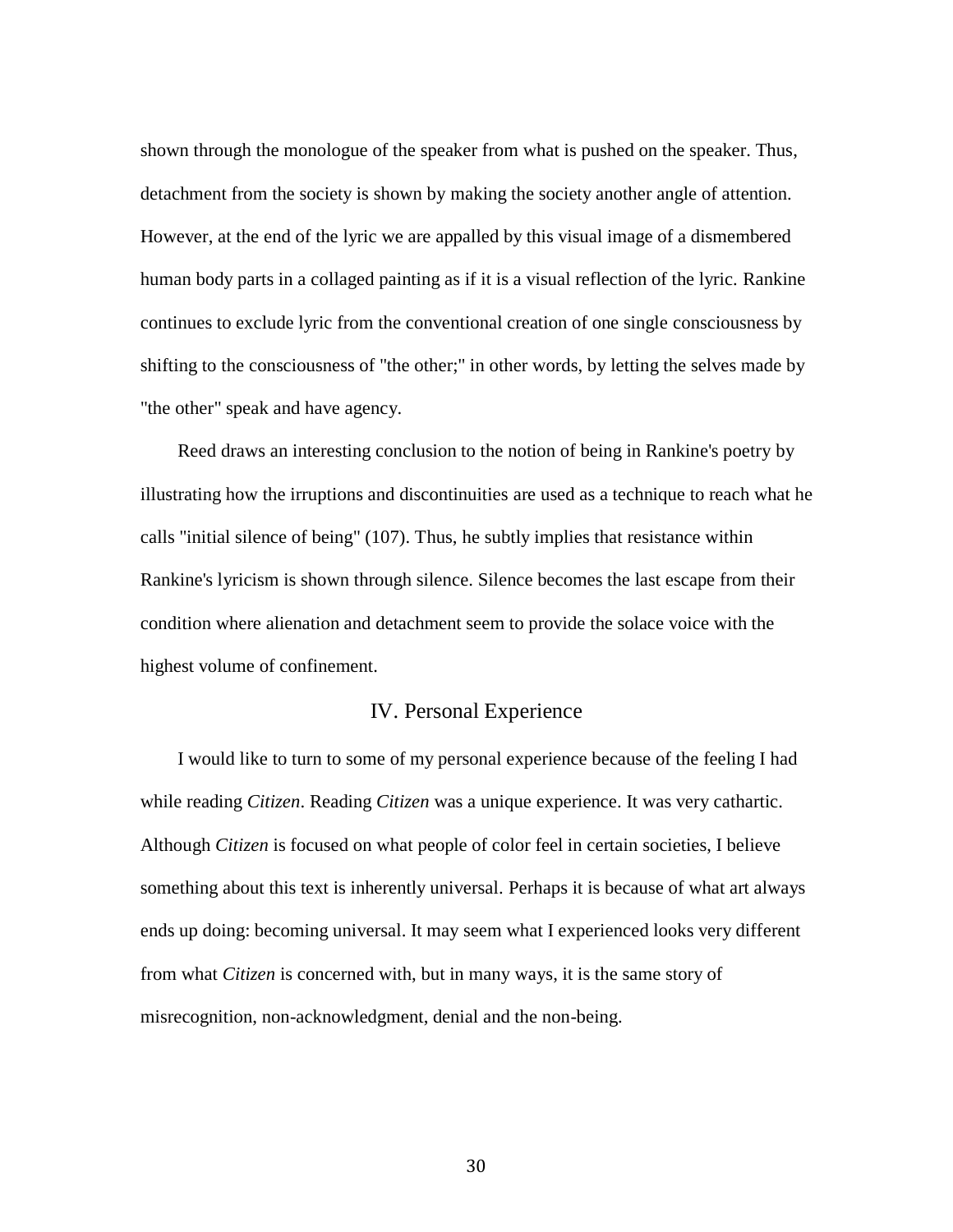shown through the monologue of the speaker from what is pushed on the speaker. Thus, detachment from the society is shown by making the society another angle of attention. However, at the end of the lyric we are appalled by this visual image of a dismembered human body parts in a collaged painting as if it is a visual reflection of the lyric. Rankine continues to exclude lyric from the conventional creation of one single consciousness by shifting to the consciousness of "the other;" in other words, by letting the selves made by "the other" speak and have agency.

Reed draws an interesting conclusion to the notion of being in Rankine's poetry by illustrating how the irruptions and discontinuities are used as a technique to reach what he calls "initial silence of being" (107). Thus, he subtly implies that resistance within Rankine's lyricism is shown through silence. Silence becomes the last escape from their condition where alienation and detachment seem to provide the solace voice with the highest volume of confinement.

## IV. Personal Experience

I would like to turn to some of my personal experience because of the feeling I had while reading *Citizen*. Reading *Citizen* was a unique experience. It was very cathartic. Although *Citizen* is focused on what people of color feel in certain societies, I believe something about this text is inherently universal. Perhaps it is because of what art always ends up doing: becoming universal. It may seem what I experienced looks very different from what *Citizen* is concerned with, but in many ways, it is the same story of misrecognition, non-acknowledgment, denial and the non-being.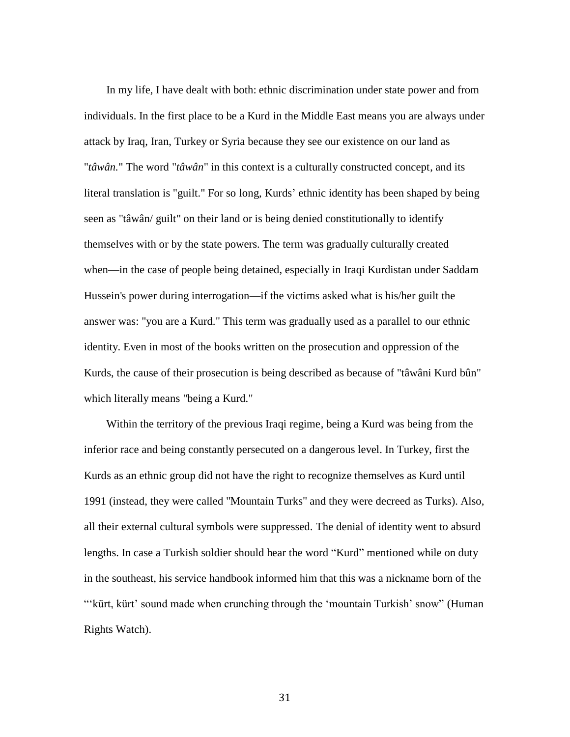In my life, I have dealt with both: ethnic discrimination under state power and from individuals. In the first place to be a Kurd in the Middle East means you are always under attack by Iraq, Iran, Turkey or Syria because they see our existence on our land as "*tâwân.*" The word "*tâwân*" in this context is a culturally constructed concept, and its literal translation is "guilt." For so long, Kurds' ethnic identity has been shaped by being seen as "tâwân/ guilt" on their land or is being denied constitutionally to identify themselves with or by the state powers. The term was gradually culturally created when—in the case of people being detained, especially in Iraqi Kurdistan under Saddam Hussein's power during interrogation—if the victims asked what is his/her guilt the answer was: "you are a Kurd." This term was gradually used as a parallel to our ethnic identity. Even in most of the books written on the prosecution and oppression of the Kurds, the cause of their prosecution is being described as because of "tâwâni Kurd bûn" which literally means "being a Kurd."

Within the territory of the previous Iraqi regime, being a Kurd was being from the inferior race and being constantly persecuted on a dangerous level. In Turkey, first the Kurds as an ethnic group did not have the right to recognize themselves as Kurd until 1991 (instead, they were called "Mountain Turks" and they were decreed as Turks). Also, all their external cultural symbols were suppressed. The denial of identity went to absurd lengths. In case a Turkish soldier should hear the word "Kurd" mentioned while on duty in the southeast, his service handbook informed him that this was a nickname born of the "'kürt, kürt' sound made when crunching through the 'mountain Turkish' snow" (Human Rights Watch).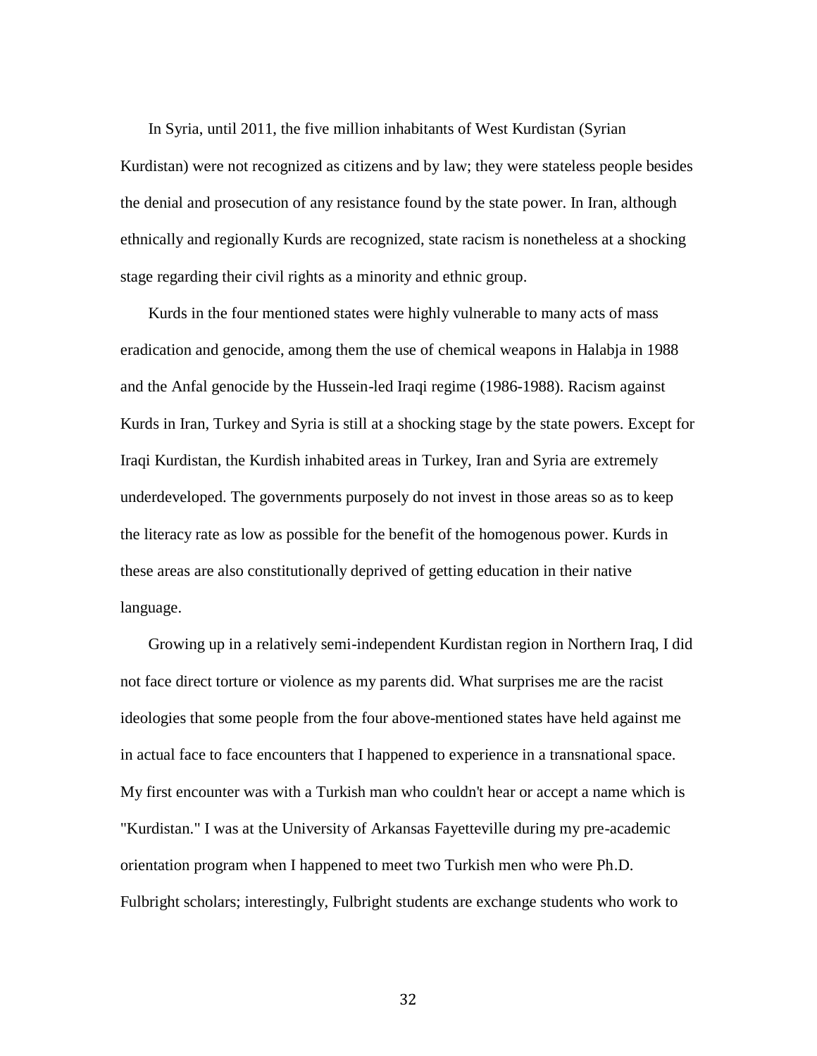In Syria, until 2011, the five million inhabitants of West Kurdistan (Syrian Kurdistan) were not recognized as citizens and by law; they were stateless people besides the denial and prosecution of any resistance found by the state power. In Iran, although ethnically and regionally Kurds are recognized, state racism is nonetheless at a shocking stage regarding their civil rights as a minority and ethnic group.

Kurds in the four mentioned states were highly vulnerable to many acts of mass eradication and genocide, among them the use of chemical weapons in Halabja in 1988 and the Anfal genocide by the Hussein-led Iraqi regime (1986-1988). Racism against Kurds in Iran, Turkey and Syria is still at a shocking stage by the state powers. Except for Iraqi Kurdistan, the Kurdish inhabited areas in Turkey, Iran and Syria are extremely underdeveloped. The governments purposely do not invest in those areas so as to keep the literacy rate as low as possible for the benefit of the homogenous power. Kurds in these areas are also constitutionally deprived of getting education in their native language.

Growing up in a relatively semi-independent Kurdistan region in Northern Iraq, I did not face direct torture or violence as my parents did. What surprises me are the racist ideologies that some people from the four above-mentioned states have held against me in actual face to face encounters that I happened to experience in a transnational space. My first encounter was with a Turkish man who couldn't hear or accept a name which is "Kurdistan." I was at the University of Arkansas Fayetteville during my pre-academic orientation program when I happened to meet two Turkish men who were Ph.D. Fulbright scholars; interestingly, Fulbright students are exchange students who work to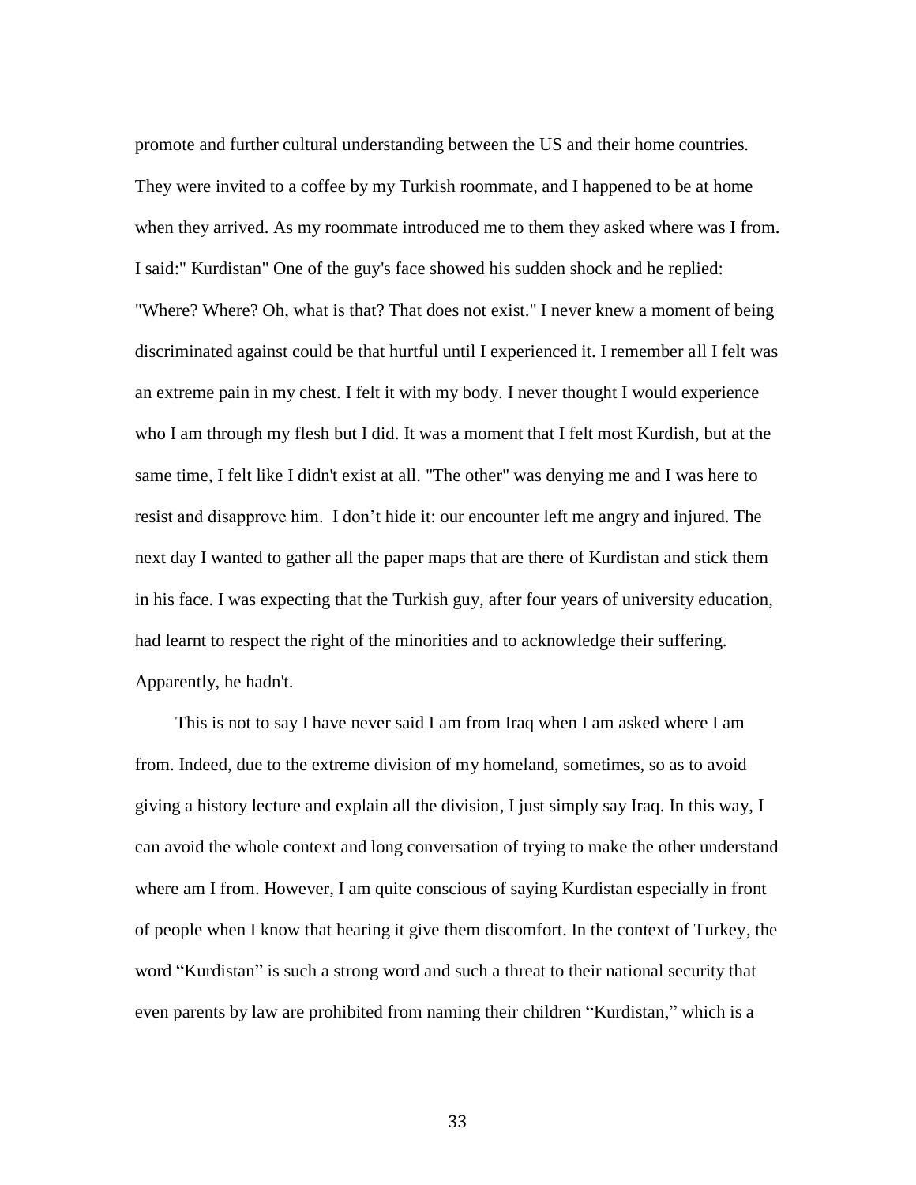promote and further cultural understanding between the US and their home countries. They were invited to a coffee by my Turkish roommate, and I happened to be at home when they arrived. As my roommate introduced me to them they asked where was I from. I said:" Kurdistan" One of the guy's face showed his sudden shock and he replied: "Where? Where? Oh, what is that? That does not exist." I never knew a moment of being discriminated against could be that hurtful until I experienced it. I remember all I felt was an extreme pain in my chest. I felt it with my body. I never thought I would experience who I am through my flesh but I did. It was a moment that I felt most Kurdish, but at the same time, I felt like I didn't exist at all. "The other" was denying me and I was here to resist and disapprove him.  I don’t hide it: our encounter left me angry and injured. The next day I wanted to gather all the paper maps that are there of Kurdistan and stick them in his face. I was expecting that the Turkish guy, after four years of university education, had learnt to respect the right of the minorities and to acknowledge their suffering. Apparently, he hadn't.

This is not to say I have never said I am from Iraq when I am asked where I am from. Indeed, due to the extreme division of my homeland, sometimes, so as to avoid giving a history lecture and explain all the division, I just simply say Iraq. In this way, I can avoid the whole context and long conversation of trying to make the other understand where am I from. However, I am quite conscious of saying Kurdistan especially in front of people when I know that hearing it give them discomfort. In the context of Turkey, the word “Kurdistan” is such a strong word and such a threat to their national security that even parents by law are prohibited from naming their children “Kurdistan,” which is a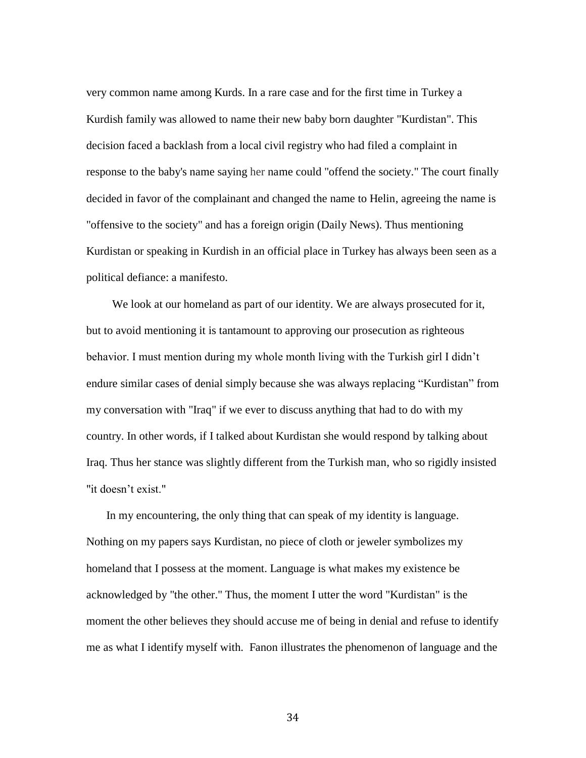very common name among Kurds. In a rare case and for the first time in Turkey a Kurdish family was allowed to name their new baby born daughter "Kurdistan". This decision faced a backlash from a local civil registry who had filed a complaint in response to the baby's name saying her name could "offend the society." The court finally decided in favor of the complainant and changed the name to Helin, agreeing the name is "offensive to the society" and has a foreign origin (Daily News). Thus mentioning Kurdistan or speaking in Kurdish in an official place in Turkey has always been seen as a political defiance: a manifesto.

We look at our homeland as part of our identity. We are always prosecuted for it, but to avoid mentioning it is tantamount to approving our prosecution as righteous behavior. I must mention during my whole month living with the Turkish girl I didn't endure similar cases of denial simply because she was always replacing "Kurdistan" from my conversation with "Iraq" if we ever to discuss anything that had to do with my country. In other words, if I talked about Kurdistan she would respond by talking about Iraq. Thus her stance was slightly different from the Turkish man, who so rigidly insisted "it doesn't exist."

In my encountering, the only thing that can speak of my identity is language. Nothing on my papers says Kurdistan, no piece of cloth or jeweler symbolizes my homeland that I possess at the moment. Language is what makes my existence be acknowledged by "the other." Thus, the moment I utter the word "Kurdistan" is the moment the other believes they should accuse me of being in denial and refuse to identify me as what I identify myself with. Fanon illustrates the phenomenon of language and the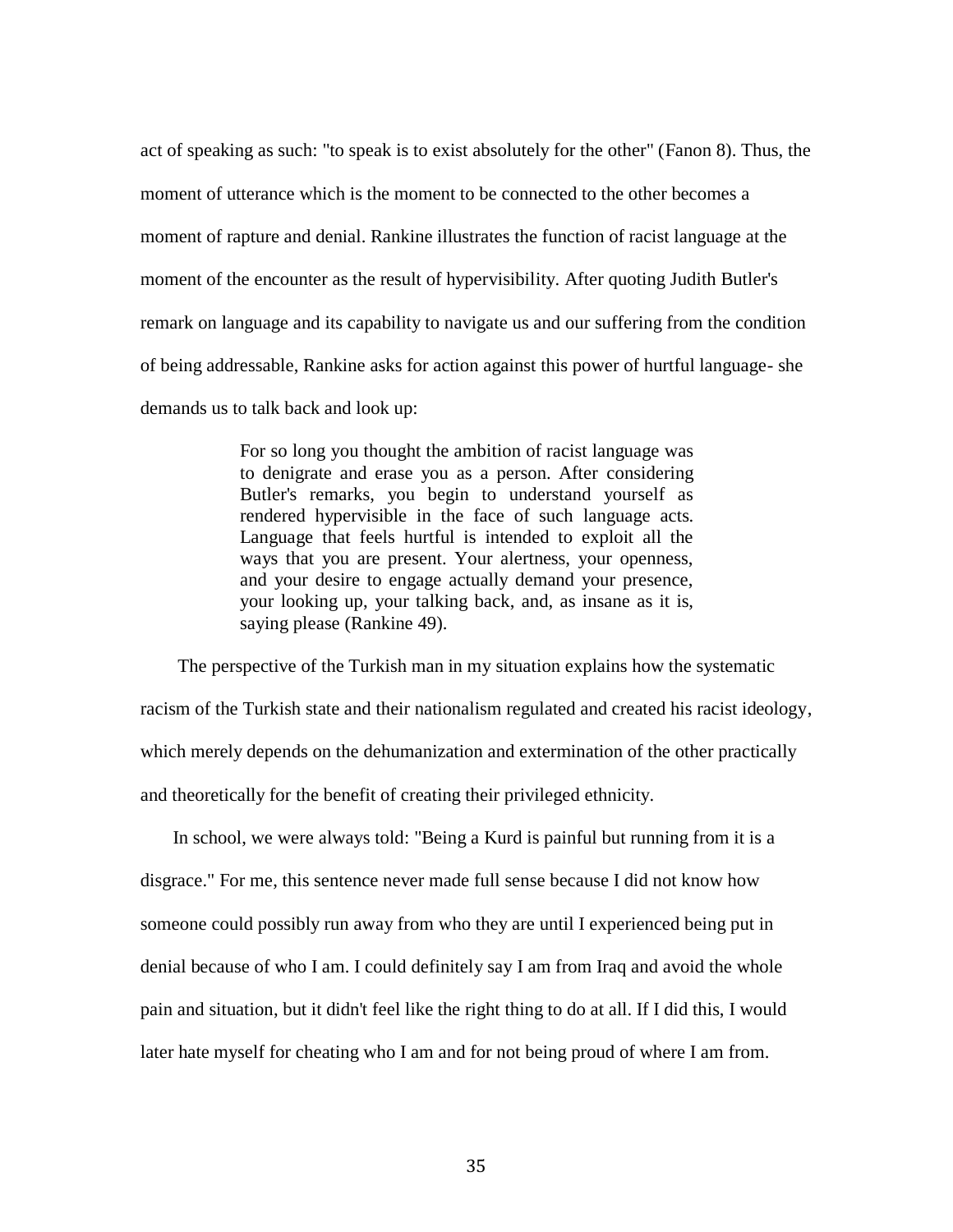act of speaking as such: "to speak is to exist absolutely for the other" (Fanon 8). Thus, the moment of utterance which is the moment to be connected to the other becomes a moment of rapture and denial. Rankine illustrates the function of racist language at the moment of the encounter as the result of hypervisibility. After quoting Judith Butler's remark on language and its capability to navigate us and our suffering from the condition of being addressable, Rankine asks for action against this power of hurtful language- she demands us to talk back and look up:

> For so long you thought the ambition of racist language was to denigrate and erase you as a person. After considering Butler's remarks, you begin to understand yourself as rendered hypervisible in the face of such language acts. Language that feels hurtful is intended to exploit all the ways that you are present. Your alertness, your openness, and your desire to engage actually demand your presence, your looking up, your talking back, and, as insane as it is, saying please (Rankine 49).

The perspective of the Turkish man in my situation explains how the systematic racism of the Turkish state and their nationalism regulated and created his racist ideology, which merely depends on the dehumanization and extermination of the other practically and theoretically for the benefit of creating their privileged ethnicity.

In school, we were always told: "Being a Kurd is painful but running from it is a disgrace." For me, this sentence never made full sense because I did not know how someone could possibly run away from who they are until I experienced being put in denial because of who I am. I could definitely say I am from Iraq and avoid the whole pain and situation, but it didn't feel like the right thing to do at all. If I did this, I would later hate myself for cheating who I am and for not being proud of where I am from.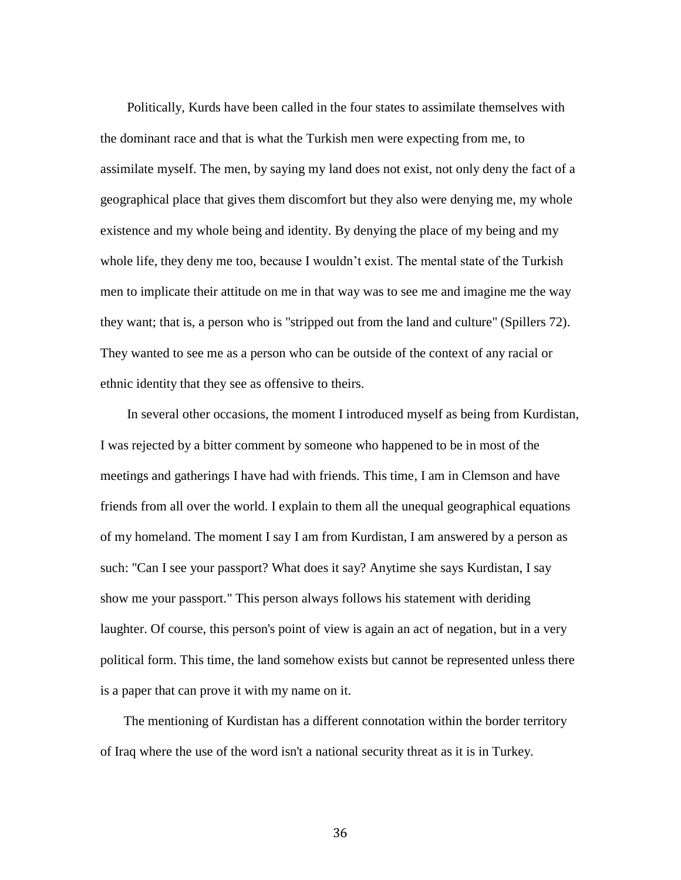Politically, Kurds have been called in the four states to assimilate themselves with the dominant race and that is what the Turkish men were expecting from me, to assimilate myself. The men, by saying my land does not exist, not only deny the fact of a geographical place that gives them discomfort but they also were denying me, my whole existence and my whole being and identity. By denying the place of my being and my whole life, they deny me too, because I wouldn't exist. The mental state of the Turkish men to implicate their attitude on me in that way was to see me and imagine me the way they want; that is, a person who is "stripped out from the land and culture" (Spillers 72). They wanted to see me as a person who can be outside of the context of any racial or ethnic identity that they see as offensive to theirs.

In several other occasions, the moment I introduced myself as being from Kurdistan, I was rejected by a bitter comment by someone who happened to be in most of the meetings and gatherings I have had with friends. This time, I am in Clemson and have friends from all over the world. I explain to them all the unequal geographical equations of my homeland. The moment I say I am from Kurdistan, I am answered by a person as such: "Can I see your passport? What does it say? Anytime she says Kurdistan, I say show me your passport." This person always follows his statement with deriding laughter. Of course, this person's point of view is again an act of negation, but in a very political form. This time, the land somehow exists but cannot be represented unless there is a paper that can prove it with my name on it.

The mentioning of Kurdistan has a different connotation within the border territory of Iraq where the use of the word isn't a national security threat as it is in Turkey.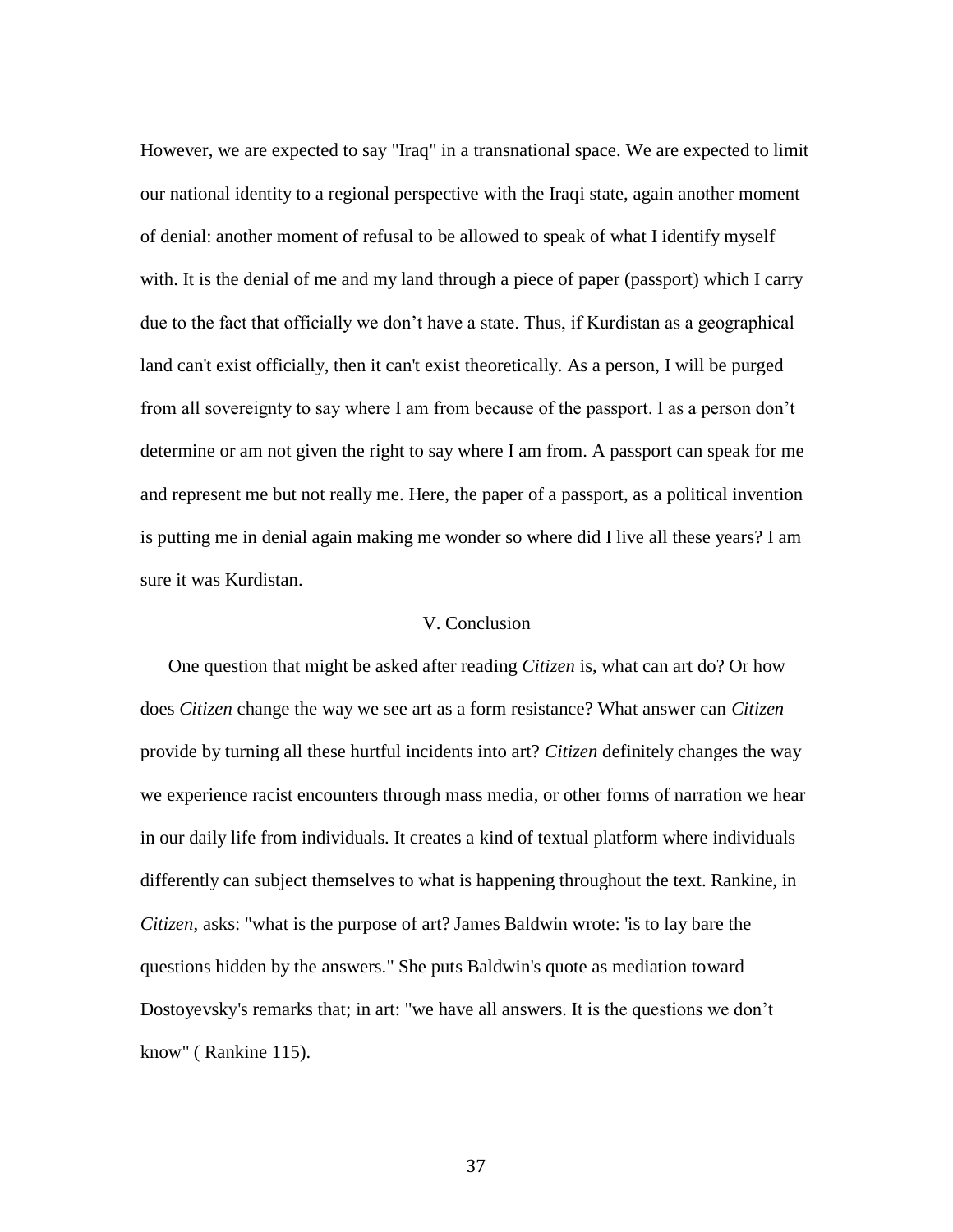However, we are expected to say "Iraq" in a transnational space. We are expected to limit our national identity to a regional perspective with the Iraqi state, again another moment of denial: another moment of refusal to be allowed to speak of what I identify myself with. It is the denial of me and my land through a piece of paper (passport) which I carry due to the fact that officially we don't have a state. Thus, if Kurdistan as a geographical land can't exist officially, then it can't exist theoretically. As a person, I will be purged from all sovereignty to say where I am from because of the passport. I as a person don't determine or am not given the right to say where I am from. A passport can speak for me and represent me but not really me. Here, the paper of a passport, as a political invention is putting me in denial again making me wonder so where did I live all these years? I am sure it was Kurdistan.

## V. Conclusion

One question that might be asked after reading *Citizen* is, what can art do? Or how does *Citizen* change the way we see art as a form resistance? What answer can *Citizen* provide by turning all these hurtful incidents into art? *Citizen* definitely changes the way we experience racist encounters through mass media, or other forms of narration we hear in our daily life from individuals. It creates a kind of textual platform where individuals differently can subject themselves to what is happening throughout the text. Rankine, in *Citizen*, asks: "what is the purpose of art? James Baldwin wrote: 'is to lay bare the questions hidden by the answers." She puts Baldwin's quote as mediation toward Dostoyevsky's remarks that; in art: "we have all answers. It is the questions we don't know" ( Rankine 115).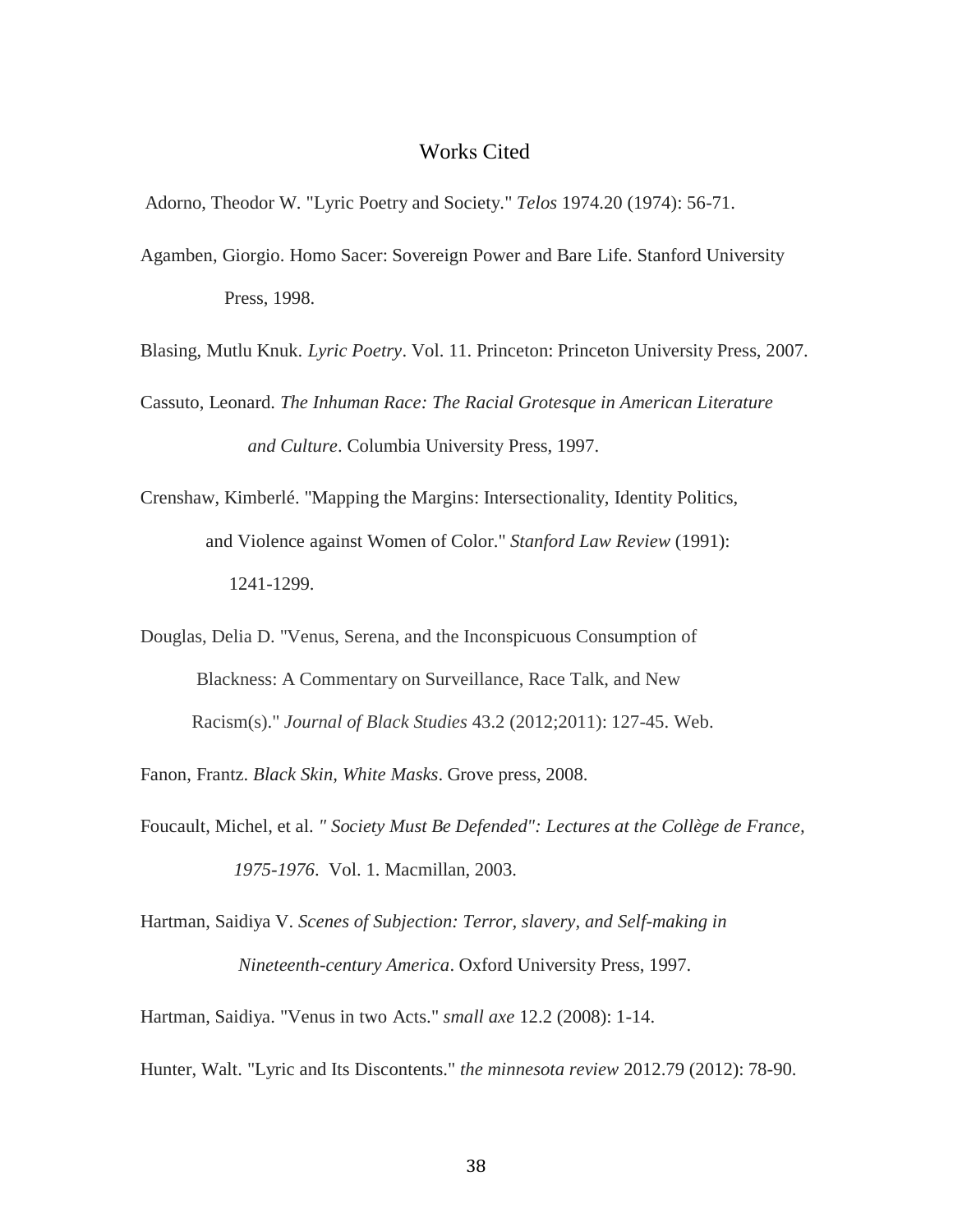# Works Cited

Adorno, Theodor W. "Lyric Poetry and Society." *Telos* 1974.20 (1974): 56-71.

Agamben, Giorgio. Homo Sacer: Sovereign Power and Bare Life. Stanford University Press, 1998.

Blasing, Mutlu Knuk. *Lyric Poetry*. Vol. 11. Princeton: Princeton University Press, 2007.

Cassuto, Leonard. *The Inhuman Race: The Racial Grotesque in American Literature and Culture*. Columbia University Press, 1997.

Crenshaw, Kimberlé. "Mapping the Margins: Intersectionality, Identity Politics, and Violence against Women of Color." *Stanford Law Review* (1991): 1241-1299.

Douglas, Delia D. "Venus, Serena, and the Inconspicuous Consumption of Blackness: A Commentary on Surveillance, Race Talk, and New Racism(s)." *Journal of Black Studies* 43.2 (2012;2011): 127-45. Web.

Fanon, Frantz. *Black Skin, White Masks*. Grove press, 2008.

Foucault, Michel, et al. *" Society Must Be Defended": Lectures at the Collège de France, 1975-1976*. Vol. 1. Macmillan, 2003.

Hartman, Saidiya V. *Scenes of Subjection: Terror, slavery, and Self-making in Nineteenth-century America*. Oxford University Press, 1997.

Hartman, Saidiya. "Venus in two Acts." *small axe* 12.2 (2008): 1-14.

Hunter, Walt. "Lyric and Its Discontents." *the minnesota review* 2012.79 (2012): 78-90.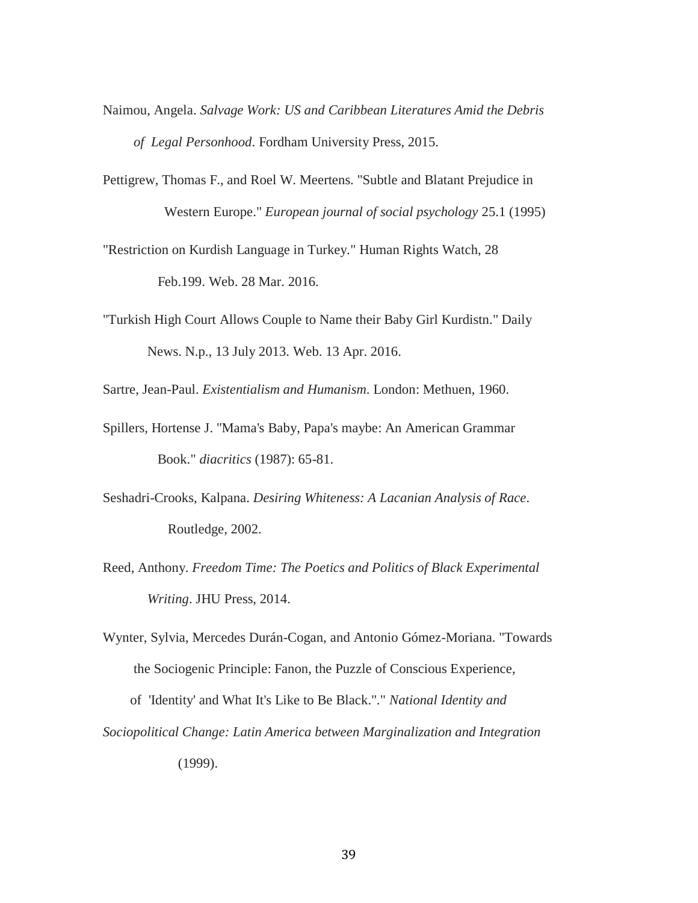Naimou, Angela. *Salvage Work: US and Caribbean Literatures Amid the Debris of Legal Personhood*. Fordham University Press, 2015.

Pettigrew, Thomas F., and Roel W. Meertens. "Subtle and Blatant Prejudice in Western Europe." *European journal of social psychology* 25.1 (1995)

"Restriction on Kurdish Language in Turkey." Human Rights Watch, 28 Feb.199. Web. 28 Mar. 2016.

"Turkish High Court Allows Couple to Name their Baby Girl Kurdistn." Daily News. N.p., 13 July 2013. Web. 13 Apr. 2016.

Sartre, Jean-Paul. *Existentialism and Humanism*. London: Methuen, 1960.

Spillers, Hortense J. "Mama's Baby, Papa's maybe: An American Grammar Book." *diacritics* (1987): 65-81.

Seshadri-Crooks, Kalpana. *Desiring Whiteness: A Lacanian Analysis of Race*. Routledge, 2002.

Reed, Anthony. *Freedom Time: The Poetics and Politics of Black Experimental Writing*. JHU Press, 2014.

Wynter, Sylvia, Mercedes Durán-Cogan, and Antonio Gómez-Moriana. "Towards the Sociogenic Principle: Fanon, the Puzzle of Conscious Experience, of 'Identity' and What It's Like to Be Black."." *National Identity and Sociopolitical Change: Latin America between Marginalization and Integration* (1999).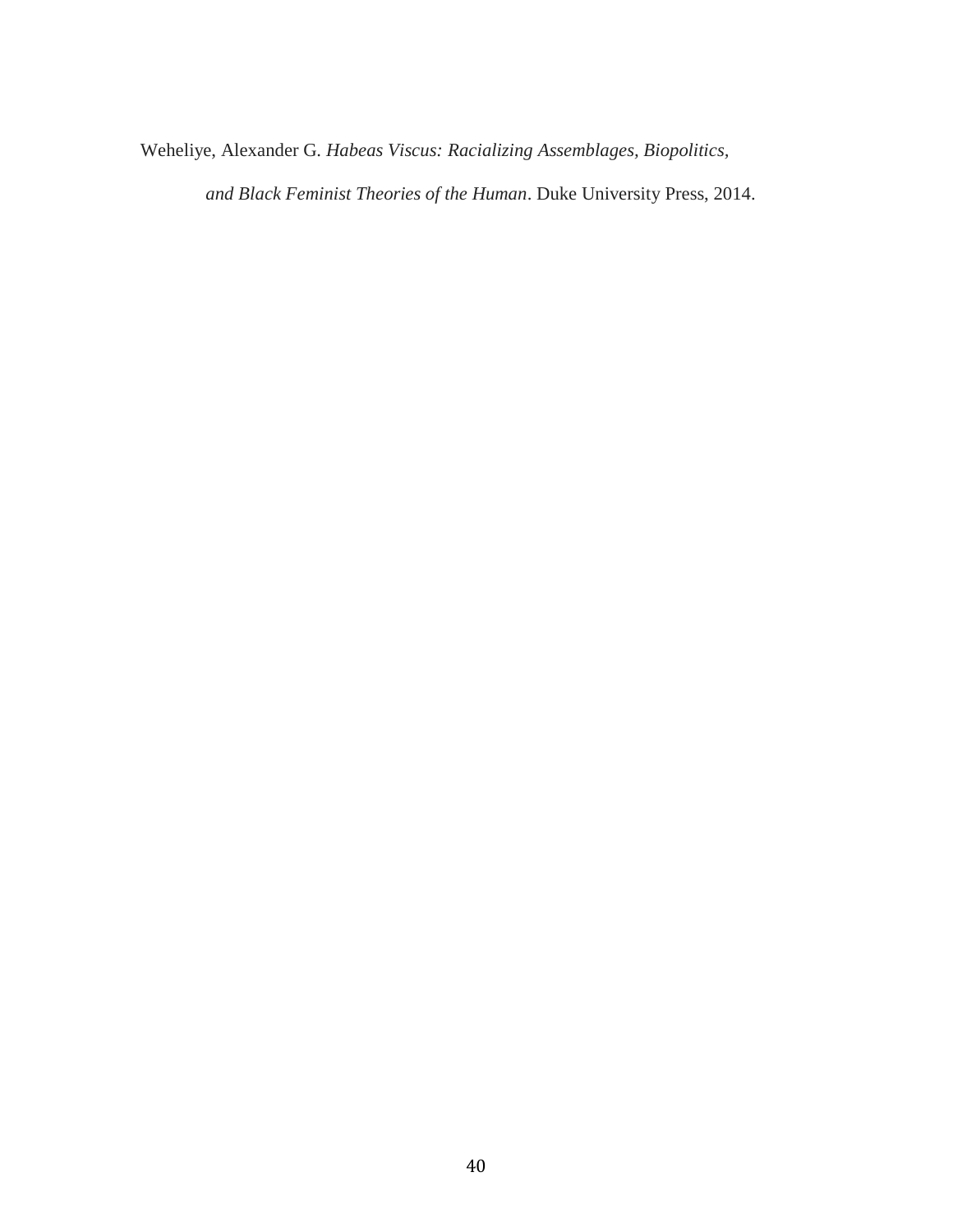Weheliye, Alexander G. *Habeas Viscus: Racializing Assemblages, Biopolitics, and Black Feminist Theories of the Human*. Duke University Press, 2014.